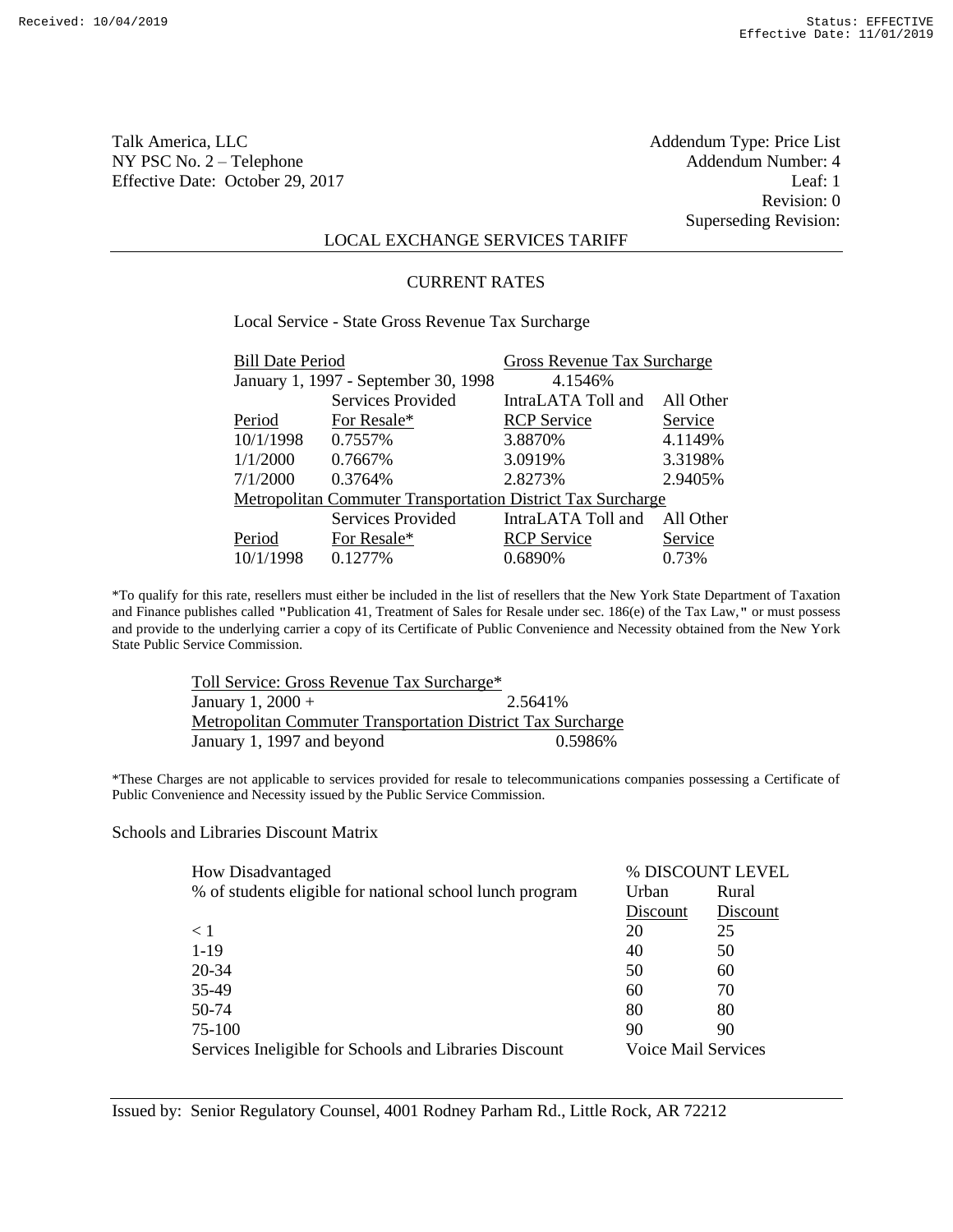Talk America, LLC
NY PSC No. 2 – Telephone
Effective Date: October 29, 2017

Addendum Type: Price List
Addendum Number: 4
Leaf: 1
Revision: 0
Superseding Revision:

## LOCAL EXCHANGE SERVICES TARIFF

### CURRENT RATES

Local Service - State Gross Revenue Tax Surcharge

| Bill Date Period | | Gross Revenue Tax Surcharge | |
|---|---|---|---|
| January 1, 1997 - September 30, 1998 | | 4.1546% | |
| Period | Services Provided For Resale* | IntraLATA Toll and RCP Service | All Other Service |
| 10/1/1998 | 0.7557% | 3.8870% | 4.1149% |
| 1/1/2000 | 0.7667% | 3.0919% | 3.3198% |
| 7/1/2000 | 0.3764% | 2.8273% | 2.9405% |
| Metropolitan Commuter Transportation District Tax Surcharge | | | |
| Period | Services Provided For Resale* | IntraLATA Toll and RCP Service | All Other Service |
| 10/1/1998 | 0.1277% | 0.6890% | 0.73% |

*To qualify for this rate, resellers must either be included in the list of resellers that the New York State Department of Taxation and Finance publishes called "Publication 41, Treatment of Sales for Resale under sec. 186(e) of the Tax Law," or must possess and provide to the underlying carrier a copy of its Certificate of Public Convenience and Necessity obtained from the New York State Public Service Commission.

| Toll Service: Gross Revenue Tax Surcharge* | |
|---|---|
| January 1, 2000 + | 2.5641% |
| Metropolitan Commuter Transportation District Tax Surcharge | |
| January 1, 1997 and beyond | 0.5986% |

*These Charges are not applicable to services provided for resale to telecommunications companies possessing a Certificate of Public Convenience and Necessity issued by the Public Service Commission.

Schools and Libraries Discount Matrix

| How Disadvantaged | % DISCOUNT LEVEL | |
|---|---|---|
| % of students eligible for national school lunch program | Urban Discount | Rural Discount |
| < 1 | 20 | 25 |
| 1-19 | 40 | 50 |
| 20-34 | 50 | 60 |
| 35-49 | 60 | 70 |
| 50-74 | 80 | 80 |
| 75-100 | 90 | 90 |
| Services Ineligible for Schools and Libraries Discount | Voice Mail Services | |

Issued by: Senior Regulatory Counsel, 4001 Rodney Parham Rd., Little Rock, AR 72212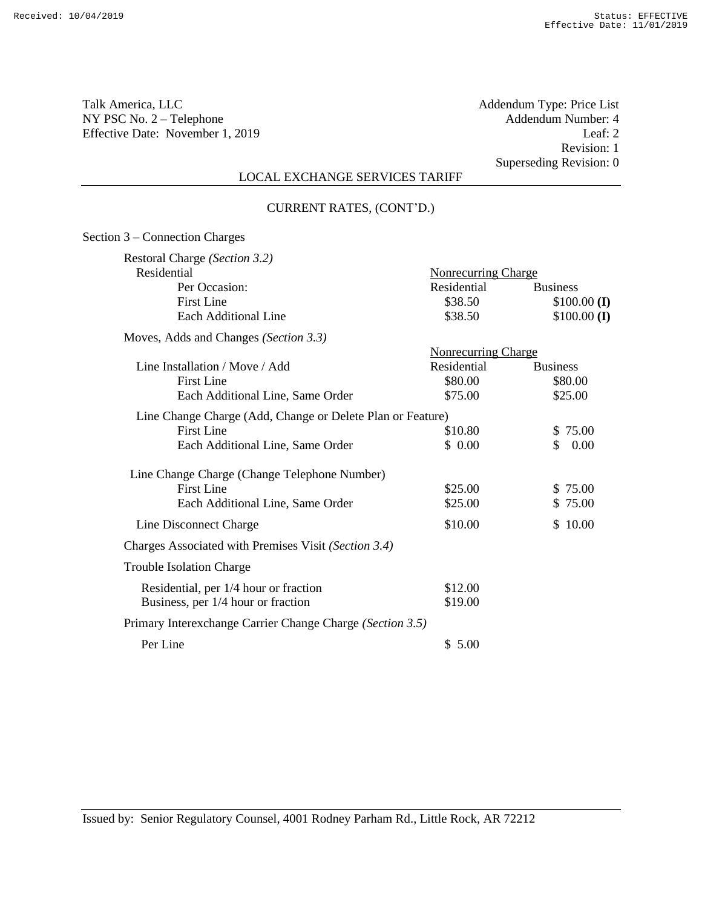Talk America, LLC
NY PSC No. 2 – Telephone
Effective Date: November 1, 2019

Addendum Type: Price List
Addendum Number: 4
Leaf: 2
Revision: 1
Superseding Revision: 0

LOCAL EXCHANGE SERVICES TARIFF

CURRENT RATES, (CONT'D.)

Section 3 – Connection Charges

| | Nonrecurring Charge | |
|---|---|---|
| **Restoral Charge** *(Section 3.2)* | | |
| Residential | | |
| Per Occasion: | Residential | Business |
| First Line | $38.50 | $100.00 **(I)** |
| Each Additional Line | $38.50 | $100.00 **(I)** |
| **Moves, Adds and Changes** *(Section 3.3)* | Nonrecurring Charge | |
| Line Installation / Move / Add | Residential | Business |
| First Line | $80.00 | $80.00 |
| Each Additional Line, Same Order | $75.00 | $25.00 |
| Line Change Charge (Add, Change or Delete Plan or Feature) | | |
| First Line | $10.80 | $ 75.00 |
| Each Additional Line, Same Order | $ 0.00 | $ 0.00 |
| Line Change Charge (Change Telephone Number) | | |
| First Line | $25.00 | $ 75.00 |
| Each Additional Line, Same Order | $25.00 | $ 75.00 |
| Line Disconnect Charge | $10.00 | $ 10.00 |
| **Charges Associated with Premises Visit** *(Section 3.4)* | | |
| Trouble Isolation Charge | | |
| Residential, per 1/4 hour or fraction | $12.00 | |
| Business, per 1/4 hour or fraction | $19.00 | |
| **Primary Interexchange Carrier Change Charge** *(Section 3.5)* | | |
| Per Line | $ 5.00 | |

Issued by: Senior Regulatory Counsel, 4001 Rodney Parham Rd., Little Rock, AR 72212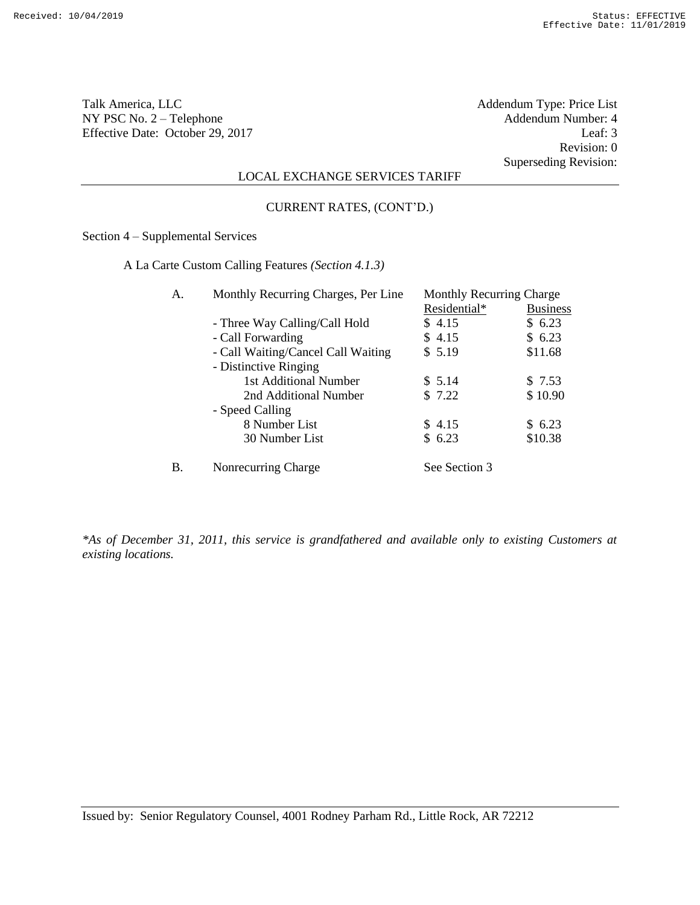Talk America, LLC
NY PSC No. 2 – Telephone
Effective Date: October 29, 2017

Addendum Type: Price List
Addendum Number: 4
Leaf: 3
Revision: 0
Superseding Revision:

LOCAL EXCHANGE SERVICES TARIFF

CURRENT RATES, (CONT'D.)

Section 4 – Supplemental Services

A La Carte Custom Calling Features *(Section 4.1.3)*

| | | Monthly Recurring Charge | |
|---|---|---|---|
| A. | Monthly Recurring Charges, Per Line | Residential* | Business |
| | - Three Way Calling/Call Hold | $ 4.15 | $ 6.23 |
| | - Call Forwarding | $ 4.15 | $ 6.23 |
| | - Call Waiting/Cancel Call Waiting | $ 5.19 | $11.68 |
| | - Distinctive Ringing | | |
| | 1st Additional Number | $ 5.14 | $ 7.53 |
| | 2nd Additional Number | $ 7.22 | $ 10.90 |
| | - Speed Calling | | |
| | 8 Number List | $ 4.15 | $ 6.23 |
| | 30 Number List | $ 6.23 | $10.38 |
| B. | Nonrecurring Charge | See Section 3 | |

*\*As of December 31, 2011, this service is grandfathered and available only to existing Customers at existing locations.*

Issued by: Senior Regulatory Counsel, 4001 Rodney Parham Rd., Little Rock, AR 72212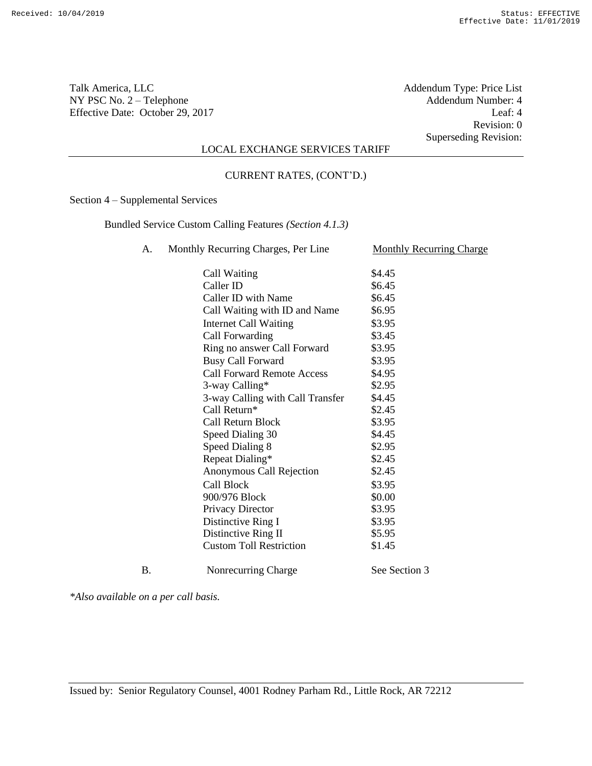Talk America, LLC
NY PSC No. 2 – Telephone
Effective Date: October 29, 2017

Addendum Type: Price List
Addendum Number: 4
Leaf: 4
Revision: 0
Superseding Revision:

LOCAL EXCHANGE SERVICES TARIFF

CURRENT RATES, (CONT'D.)

Section 4 – Supplemental Services

Bundled Service Custom Calling Features *(Section 4.1.3)*

A. Monthly Recurring Charges, Per Line

| Feature | Monthly Recurring Charge |
|---|---|
| Call Waiting | $4.45 |
| Caller ID | $6.45 |
| Caller ID with Name | $6.45 |
| Call Waiting with ID and Name | $6.95 |
| Internet Call Waiting | $3.95 |
| Call Forwarding | $3.45 |
| Ring no answer Call Forward | $3.95 |
| Busy Call Forward | $3.95 |
| Call Forward Remote Access | $4.95 |
| 3-way Calling* | $2.95 |
| 3-way Calling with Call Transfer | $4.45 |
| Call Return* | $2.45 |
| Call Return Block | $3.95 |
| Speed Dialing 30 | $4.45 |
| Speed Dialing 8 | $2.95 |
| Repeat Dialing* | $2.45 |
| Anonymous Call Rejection | $2.45 |
| Call Block | $3.95 |
| 900/976 Block | $0.00 |
| Privacy Director | $3.95 |
| Distinctive Ring I | $3.95 |
| Distinctive Ring II | $5.95 |
| Custom Toll Restriction | $1.45 |

B. Nonrecurring Charge — See Section 3

*\*Also available on a per call basis.*

Issued by: Senior Regulatory Counsel, 4001 Rodney Parham Rd., Little Rock, AR 72212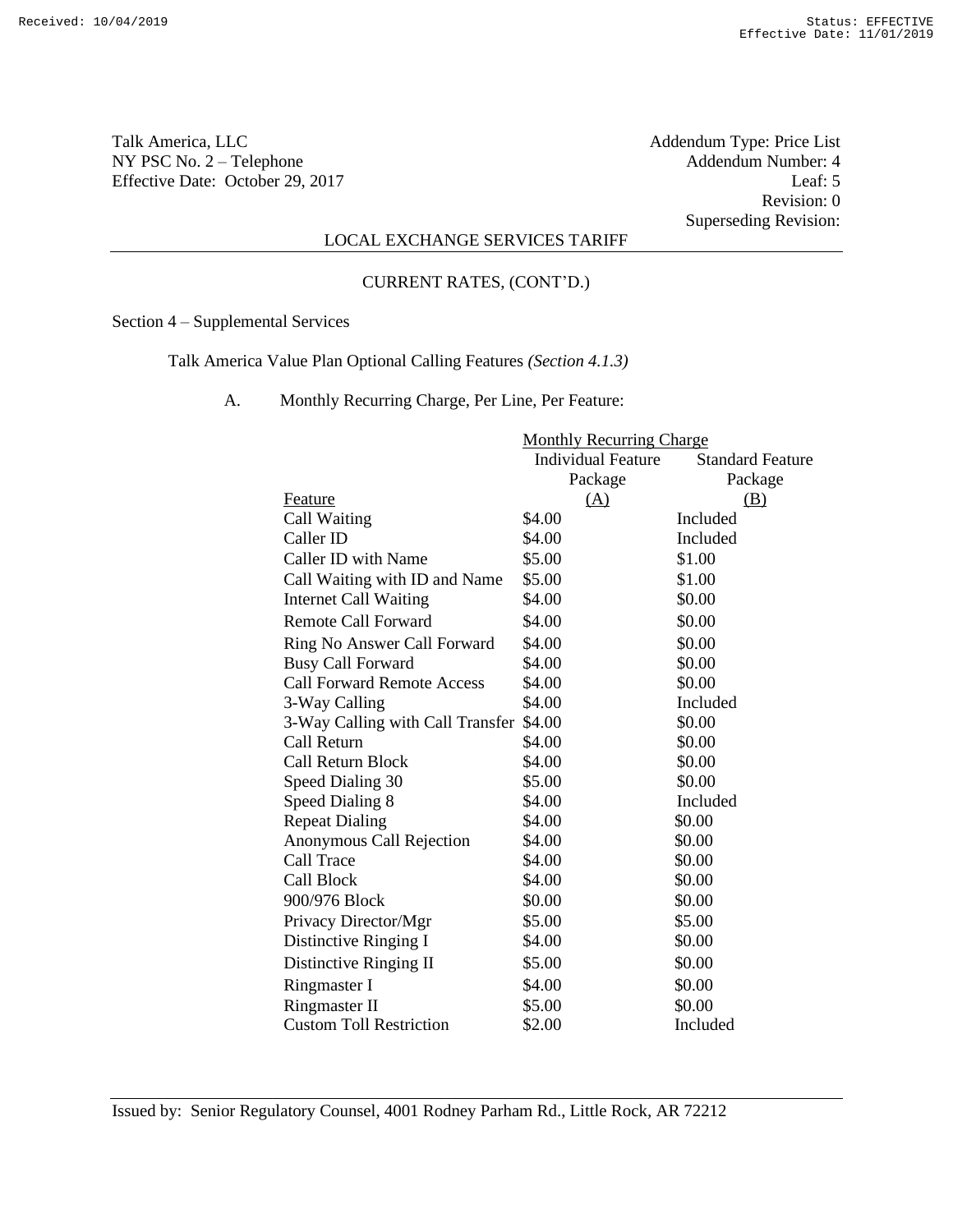Talk America, LLC
NY PSC No. 2 – Telephone
Effective Date: October 29, 2017

Addendum Type: Price List
Addendum Number: 4
Leaf: 5
Revision: 0
Superseding Revision:

LOCAL EXCHANGE SERVICES TARIFF

CURRENT RATES, (CONT'D.)

Section 4 – Supplemental Services

Talk America Value Plan Optional Calling Features *(Section 4.1.3)*

A. Monthly Recurring Charge, Per Line, Per Feature:

| Feature | Monthly Recurring Charge Individual Feature Package (A) | Standard Feature Package (B) |
|---|---|---|
| Call Waiting | $4.00 | Included |
| Caller ID | $4.00 | Included |
| Caller ID with Name | $5.00 | $1.00 |
| Call Waiting with ID and Name | $5.00 | $1.00 |
| Internet Call Waiting | $4.00 | $0.00 |
| Remote Call Forward | $4.00 | $0.00 |
| Ring No Answer Call Forward | $4.00 | $0.00 |
| Busy Call Forward | $4.00 | $0.00 |
| Call Forward Remote Access | $4.00 | $0.00 |
| 3-Way Calling | $4.00 | Included |
| 3-Way Calling with Call Transfer | $4.00 | $0.00 |
| Call Return | $4.00 | $0.00 |
| Call Return Block | $4.00 | $0.00 |
| Speed Dialing 30 | $5.00 | $0.00 |
| Speed Dialing 8 | $4.00 | Included |
| Repeat Dialing | $4.00 | $0.00 |
| Anonymous Call Rejection | $4.00 | $0.00 |
| Call Trace | $4.00 | $0.00 |
| Call Block | $4.00 | $0.00 |
| 900/976 Block | $0.00 | $0.00 |
| Privacy Director/Mgr | $5.00 | $5.00 |
| Distinctive Ringing I | $4.00 | $0.00 |
| Distinctive Ringing II | $5.00 | $0.00 |
| Ringmaster I | $4.00 | $0.00 |
| Ringmaster II | $5.00 | $0.00 |
| Custom Toll Restriction | $2.00 | Included |

Issued by: Senior Regulatory Counsel, 4001 Rodney Parham Rd., Little Rock, AR 72212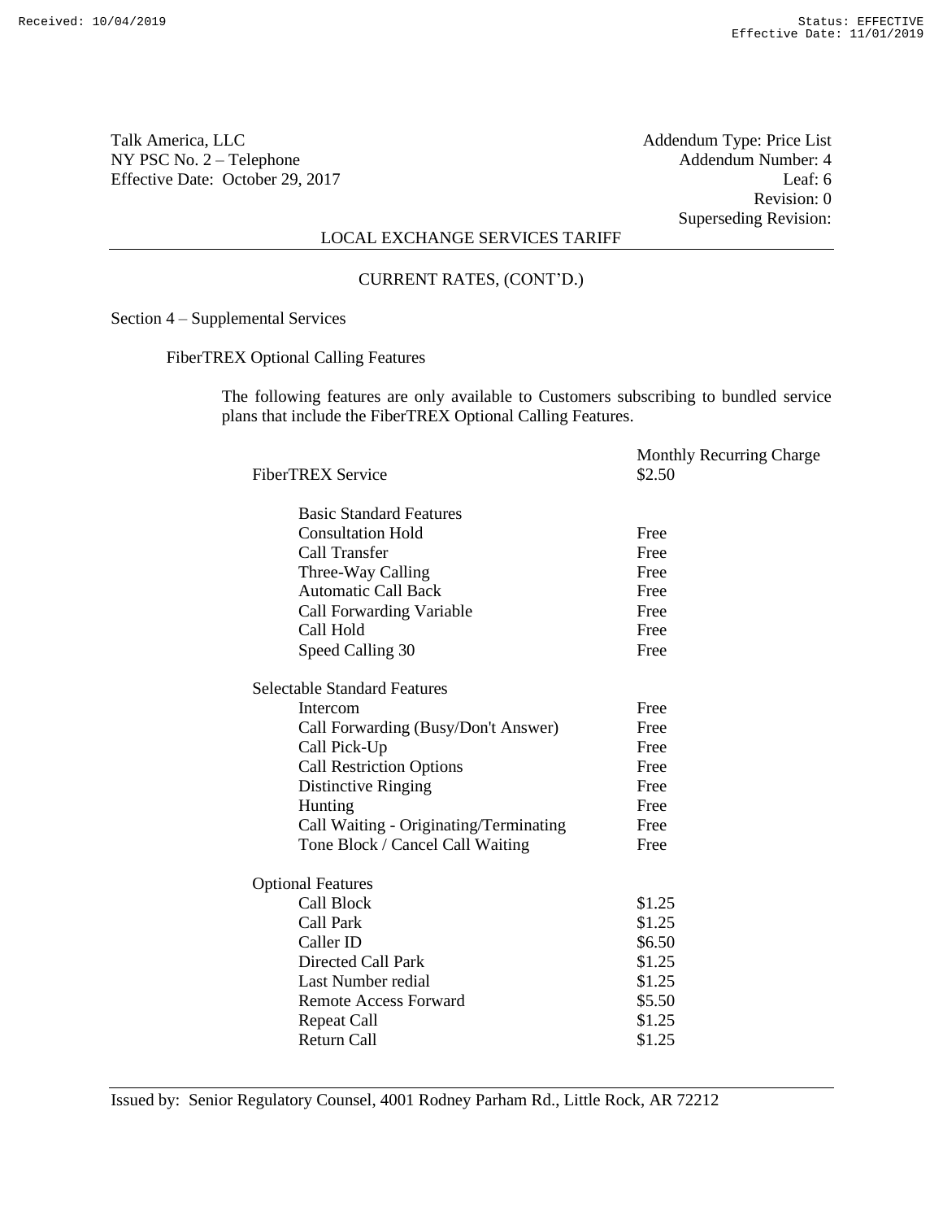Talk America, LLC
NY PSC No. 2 – Telephone
Effective Date: October 29, 2017

Addendum Type: Price List
Addendum Number: 4
Leaf: 6
Revision: 0
Superseding Revision:

LOCAL EXCHANGE SERVICES TARIFF

CURRENT RATES, (CONT'D.)

Section 4 – Supplemental Services

FiberTREX Optional Calling Features

The following features are only available to Customers subscribing to bundled service plans that include the FiberTREX Optional Calling Features.

| | Monthly Recurring Charge |
|---|---|
| FiberTREX Service | $2.50 |
| **Basic Standard Features** | |
| Consultation Hold | Free |
| Call Transfer | Free |
| Three-Way Calling | Free |
| Automatic Call Back | Free |
| Call Forwarding Variable | Free |
| Call Hold | Free |
| Speed Calling 30 | Free |
| **Selectable Standard Features** | |
| Intercom | Free |
| Call Forwarding (Busy/Don't Answer) | Free |
| Call Pick-Up | Free |
| Call Restriction Options | Free |
| Distinctive Ringing | Free |
| Hunting | Free |
| Call Waiting - Originating/Terminating | Free |
| Tone Block / Cancel Call Waiting | Free |
| **Optional Features** | |
| Call Block | $1.25 |
| Call Park | $1.25 |
| Caller ID | $6.50 |
| Directed Call Park | $1.25 |
| Last Number redial | $1.25 |
| Remote Access Forward | $5.50 |
| Repeat Call | $1.25 |
| Return Call | $1.25 |

Issued by: Senior Regulatory Counsel, 4001 Rodney Parham Rd., Little Rock, AR 72212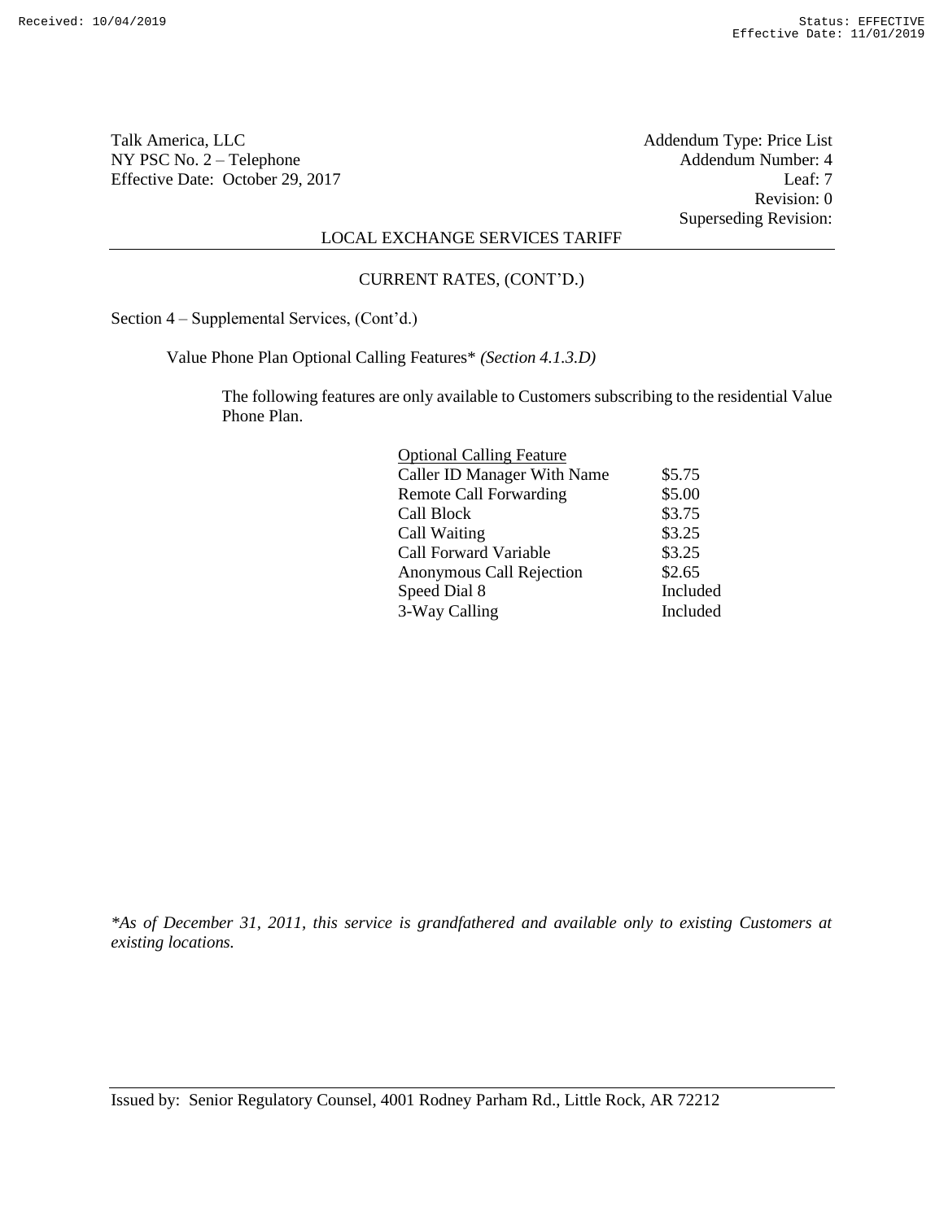Talk America, LLC
NY PSC No. 2 – Telephone
Effective Date: October 29, 2017

Addendum Type: Price List
Addendum Number: 4
Leaf: 7
Revision: 0
Superseding Revision:

LOCAL EXCHANGE SERVICES TARIFF

CURRENT RATES, (CONT'D.)

Section 4 – Supplemental Services, (Cont'd.)

Value Phone Plan Optional Calling Features* *(Section 4.1.3.D)*

The following features are only available to Customers subscribing to the residential Value Phone Plan.

| Optional Calling Feature | |
|---|---|
| Caller ID Manager With Name | $5.75 |
| Remote Call Forwarding | $5.00 |
| Call Block | $3.75 |
| Call Waiting | $3.25 |
| Call Forward Variable | $3.25 |
| Anonymous Call Rejection | $2.65 |
| Speed Dial 8 | Included |
| 3-Way Calling | Included |

*\*As of December 31, 2011, this service is grandfathered and available only to existing Customers at existing locations.*

Issued by: Senior Regulatory Counsel, 4001 Rodney Parham Rd., Little Rock, AR 72212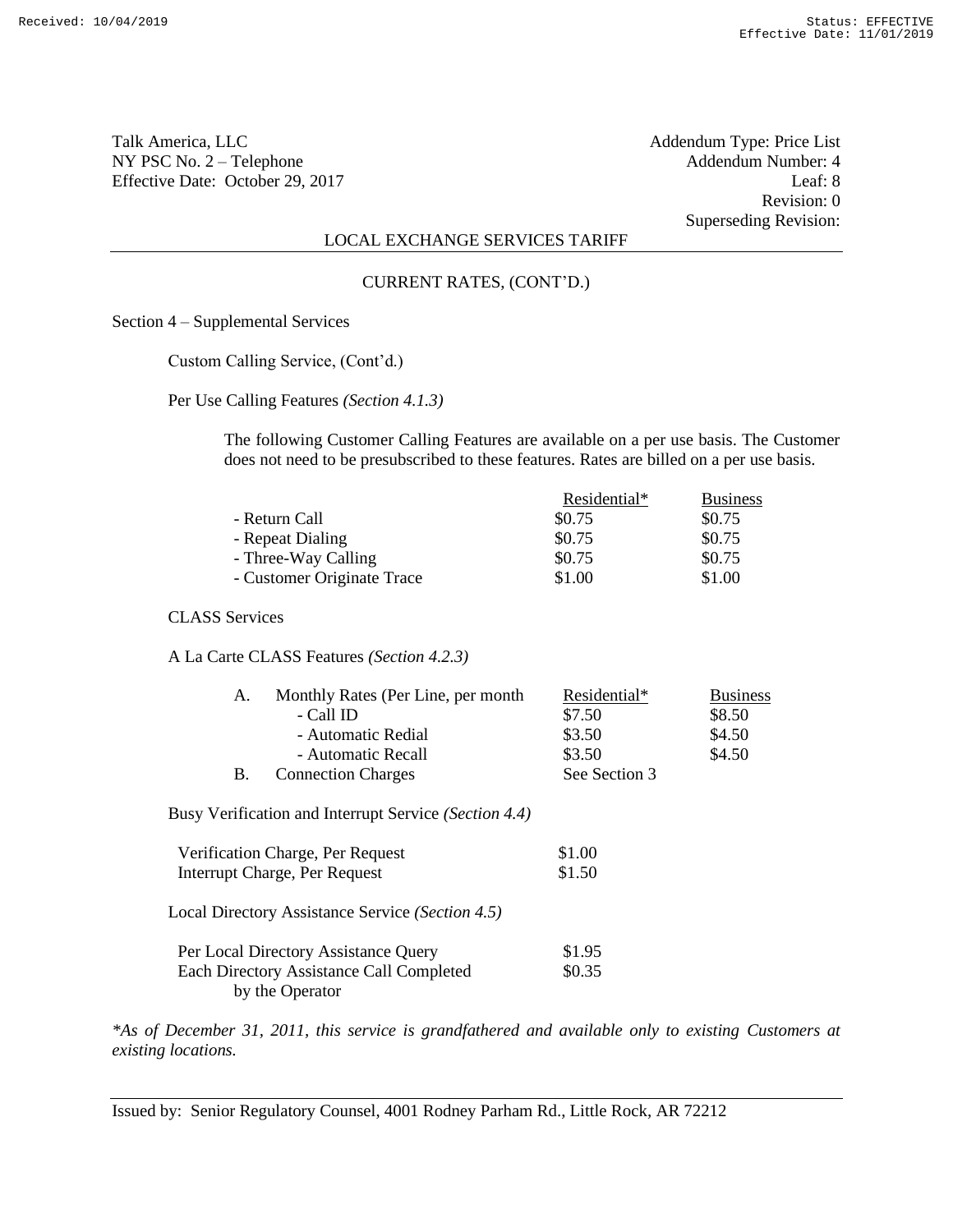Talk America, LLC
NY PSC No. 2 – Telephone
Effective Date: October 29, 2017

Addendum Type: Price List
Addendum Number: 4
Leaf: 8
Revision: 0
Superseding Revision:

LOCAL EXCHANGE SERVICES TARIFF

CURRENT RATES, (CONT'D.)

Section 4 – Supplemental Services

Custom Calling Service, (Cont'd.)

Per Use Calling Features *(Section 4.1.3)*

The following Customer Calling Features are available on a per use basis. The Customer does not need to be presubscribed to these features. Rates are billed on a per use basis.

| | Residential* | Business |
|---|---|---|
| - Return Call | $0.75 | $0.75 |
| - Repeat Dialing | $0.75 | $0.75 |
| - Three-Way Calling | $0.75 | $0.75 |
| - Customer Originate Trace | $1.00 | $1.00 |

CLASS Services

A La Carte CLASS Features *(Section 4.2.3)*

| | | Residential* | Business |
|---|---|---|---|
| A. | Monthly Rates (Per Line, per month | | |
| | - Call ID | $7.50 | $8.50 |
| | - Automatic Redial | $3.50 | $4.50 |
| | - Automatic Recall | $3.50 | $4.50 |
| B. | Connection Charges | See Section 3 | |

Busy Verification and Interrupt Service *(Section 4.4)*

| | |
|---|---|
| Verification Charge, Per Request | $1.00 |
| Interrupt Charge, Per Request | $1.50 |

Local Directory Assistance Service *(Section 4.5)*

| | |
|---|---|
| Per Local Directory Assistance Query | $1.95 |
| Each Directory Assistance Call Completed by the Operator | $0.35 |

**As of December 31, 2011, this service is grandfathered and available only to existing Customers at existing locations.*

Issued by: Senior Regulatory Counsel, 4001 Rodney Parham Rd., Little Rock, AR 72212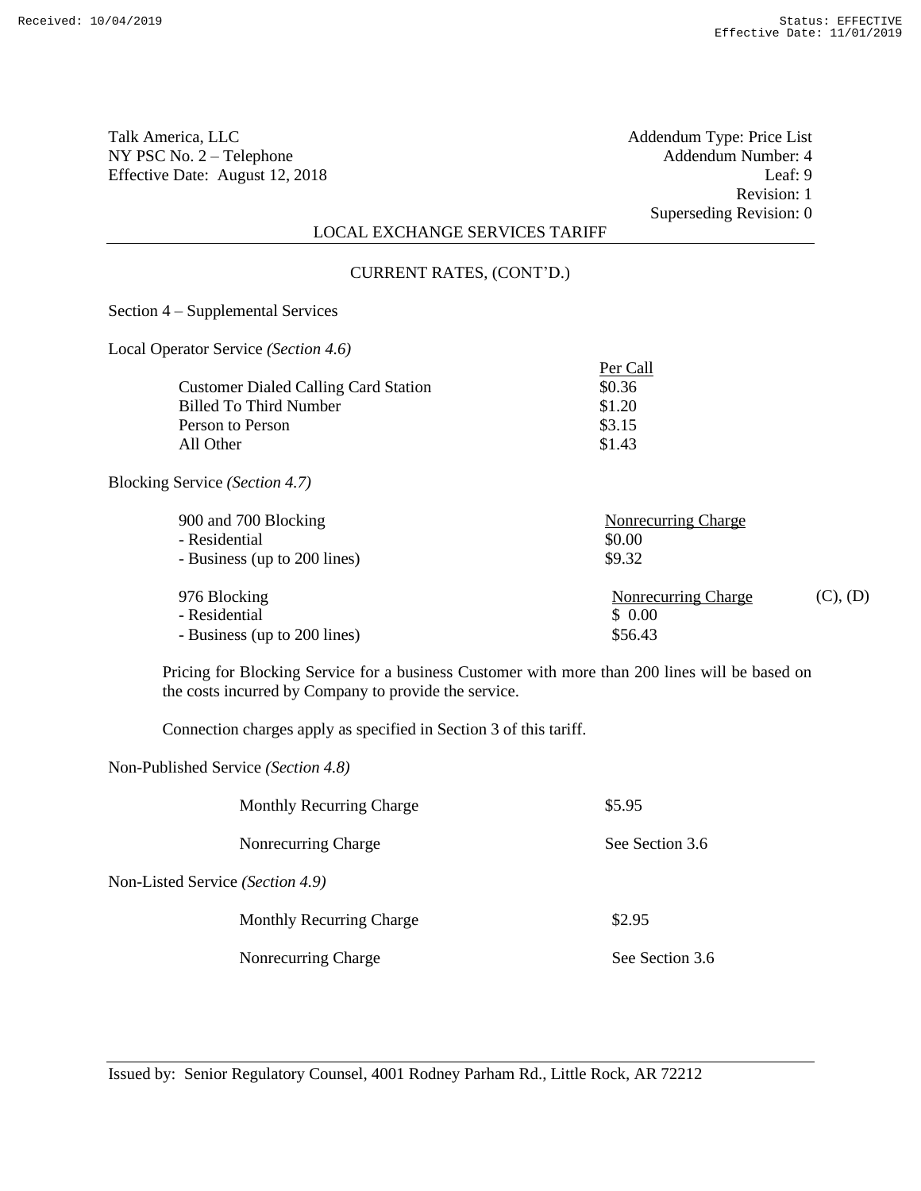Talk America, LLC
NY PSC No. 2 – Telephone
Effective Date: August 12, 2018

Addendum Type: Price List
Addendum Number: 4
Leaf: 9
Revision: 1
Superseding Revision: 0

LOCAL EXCHANGE SERVICES TARIFF

CURRENT RATES, (CONT'D.)

Section 4 – Supplemental Services

Local Operator Service *(Section 4.6)*

| | Per Call |
|---|---|
| Customer Dialed Calling Card Station | $0.36 |
| Billed To Third Number | $1.20 |
| Person to Person | $3.15 |
| All Other | $1.43 |

Blocking Service *(Section 4.7)*

| 900 and 700 Blocking | Nonrecurring Charge | |
|---|---|---|
| - Residential | $0.00 | |
| - Business (up to 200 lines) | $9.32 | |
| **976 Blocking** | **Nonrecurring Charge** | (C), (D) |
| - Residential | $ 0.00 | |
| - Business (up to 200 lines) | $56.43 | |

Pricing for Blocking Service for a business Customer with more than 200 lines will be based on the costs incurred by Company to provide the service.

Connection charges apply as specified in Section 3 of this tariff.

Non-Published Service *(Section 4.8)*

| | |
|---|---|
| Monthly Recurring Charge | $5.95 |
| Nonrecurring Charge | See Section 3.6 |

Non-Listed Service *(Section 4.9)*

| | |
|---|---|
| Monthly Recurring Charge | $2.95 |
| Nonrecurring Charge | See Section 3.6 |

Issued by: Senior Regulatory Counsel, 4001 Rodney Parham Rd., Little Rock, AR 72212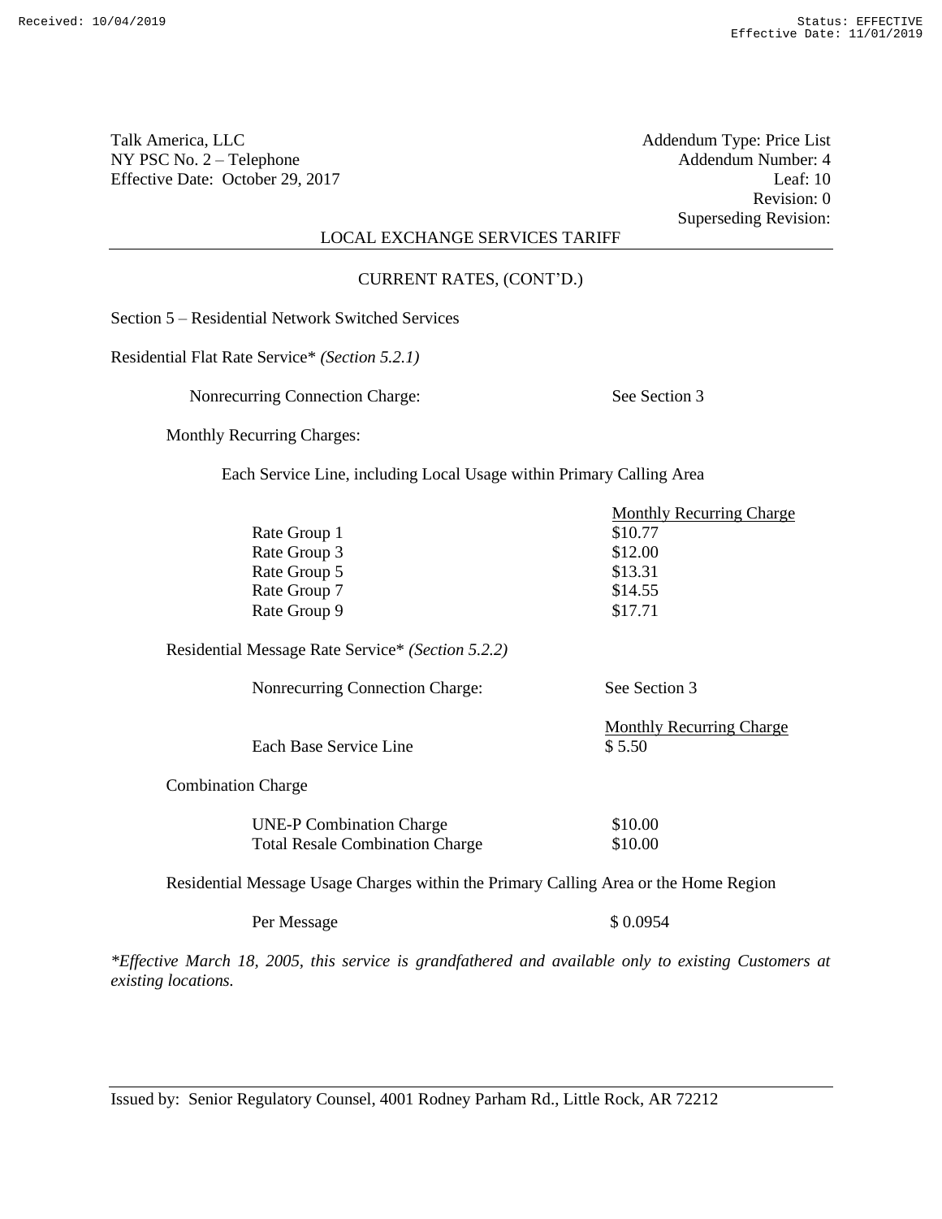Talk America, LLC
NY PSC No. 2 – Telephone
Effective Date: October 29, 2017

Addendum Type: Price List
Addendum Number: 4
Leaf: 10
Revision: 0
Superseding Revision:

LOCAL EXCHANGE SERVICES TARIFF

CURRENT RATES, (CONT'D.)

Section 5 – Residential Network Switched Services

Residential Flat Rate Service* *(Section 5.2.1)*

Nonrecurring Connection Charge: See Section 3

Monthly Recurring Charges:

Each Service Line, including Local Usage within Primary Calling Area

| | Monthly Recurring Charge |
|---|---|
| Rate Group 1 | $10.77 |
| Rate Group 3 | $12.00 |
| Rate Group 5 | $13.31 |
| Rate Group 7 | $14.55 |
| Rate Group 9 | $17.71 |

Residential Message Rate Service* *(Section 5.2.2)*

Nonrecurring Connection Charge: See Section 3

| | Monthly Recurring Charge |
|---|---|
| Each Base Service Line | $ 5.50 |

Combination Charge

| | |
|---|---|
| UNE-P Combination Charge | $10.00 |
| Total Resale Combination Charge | $10.00 |

Residential Message Usage Charges within the Primary Calling Area or the Home Region

| | |
|---|---|
| Per Message | $ 0.0954 |

*\*Effective March 18, 2005, this service is grandfathered and available only to existing Customers at existing locations.*

Issued by: Senior Regulatory Counsel, 4001 Rodney Parham Rd., Little Rock, AR 72212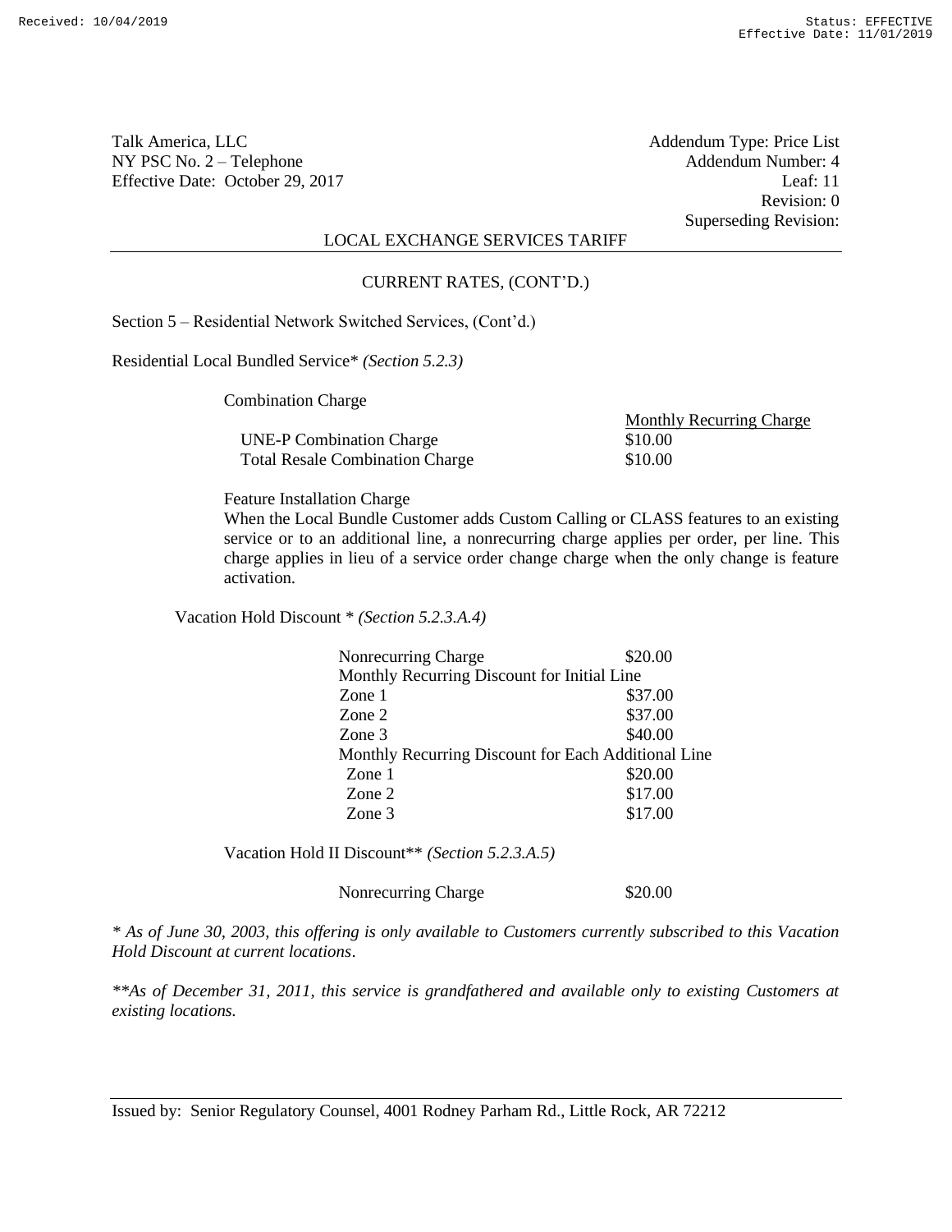Talk America, LLC
NY PSC No. 2 – Telephone
Effective Date: October 29, 2017

Addendum Type: Price List
Addendum Number: 4
Leaf: 11
Revision: 0
Superseding Revision:

LOCAL EXCHANGE SERVICES TARIFF

CURRENT RATES, (CONT'D.)

Section 5 – Residential Network Switched Services, (Cont'd.)

Residential Local Bundled Service* *(Section 5.2.3)*

Combination Charge

| | Monthly Recurring Charge |
|---|---|
| UNE-P Combination Charge | $10.00 |
| Total Resale Combination Charge | $10.00 |

Feature Installation Charge

When the Local Bundle Customer adds Custom Calling or CLASS features to an existing service or to an additional line, a nonrecurring charge applies per order, per line. This charge applies in lieu of a service order change charge when the only change is feature activation.

Vacation Hold Discount * *(Section 5.2.3.A.4)*

| | |
|---|---|
| Nonrecurring Charge | $20.00 |
| Monthly Recurring Discount for Initial Line | |
| Zone 1 | $37.00 |
| Zone 2 | $37.00 |
| Zone 3 | $40.00 |
| Monthly Recurring Discount for Each Additional Line | |
| Zone 1 | $20.00 |
| Zone 2 | $17.00 |
| Zone 3 | $17.00 |

Vacation Hold II Discount** *(Section 5.2.3.A.5)*

| | |
|---|---|
| Nonrecurring Charge | $20.00 |

*\* As of June 30, 2003, this offering is only available to Customers currently subscribed to this Vacation Hold Discount at current locations.*

*\*\*As of December 31, 2011, this service is grandfathered and available only to existing Customers at existing locations.*

Issued by: Senior Regulatory Counsel, 4001 Rodney Parham Rd., Little Rock, AR 72212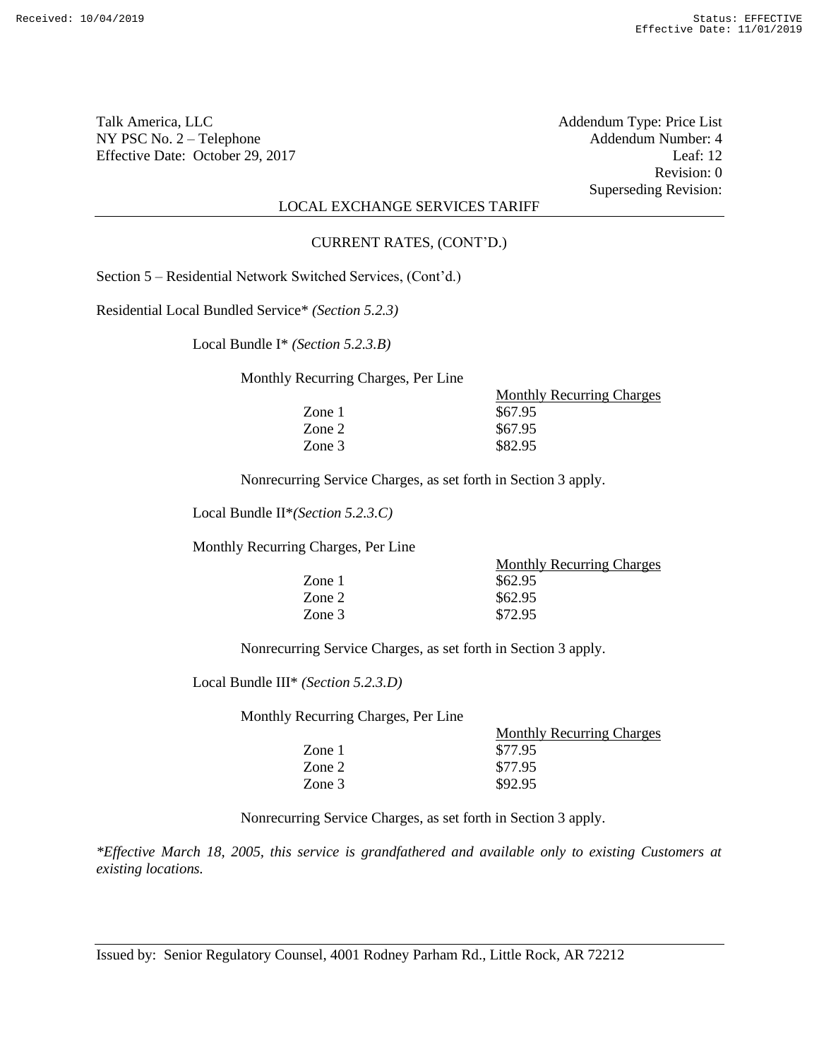Talk America, LLC
NY PSC No. 2 – Telephone
Effective Date: October 29, 2017

Addendum Type: Price List
Addendum Number: 4
Leaf: 12
Revision: 0
Superseding Revision:

LOCAL EXCHANGE SERVICES TARIFF

CURRENT RATES, (CONT'D.)

Section 5 – Residential Network Switched Services, (Cont'd.)

Residential Local Bundled Service* *(Section 5.2.3)*

Local Bundle I* *(Section 5.2.3.B)*

Monthly Recurring Charges, Per Line

| | Monthly Recurring Charges |
|---|---|
| Zone 1 | $67.95 |
| Zone 2 | $67.95 |
| Zone 3 | $82.95 |

Nonrecurring Service Charges, as set forth in Section 3 apply.

Local Bundle II**(Section 5.2.3.C)*

Monthly Recurring Charges, Per Line

| | Monthly Recurring Charges |
|---|---|
| Zone 1 | $62.95 |
| Zone 2 | $62.95 |
| Zone 3 | $72.95 |

Nonrecurring Service Charges, as set forth in Section 3 apply.

Local Bundle III* *(Section 5.2.3.D)*

Monthly Recurring Charges, Per Line

| | Monthly Recurring Charges |
|---|---|
| Zone 1 | $77.95 |
| Zone 2 | $77.95 |
| Zone 3 | $92.95 |

Nonrecurring Service Charges, as set forth in Section 3 apply.

**Effective March 18, 2005, this service is grandfathered and available only to existing Customers at existing locations.*

Issued by: Senior Regulatory Counsel, 4001 Rodney Parham Rd., Little Rock, AR 72212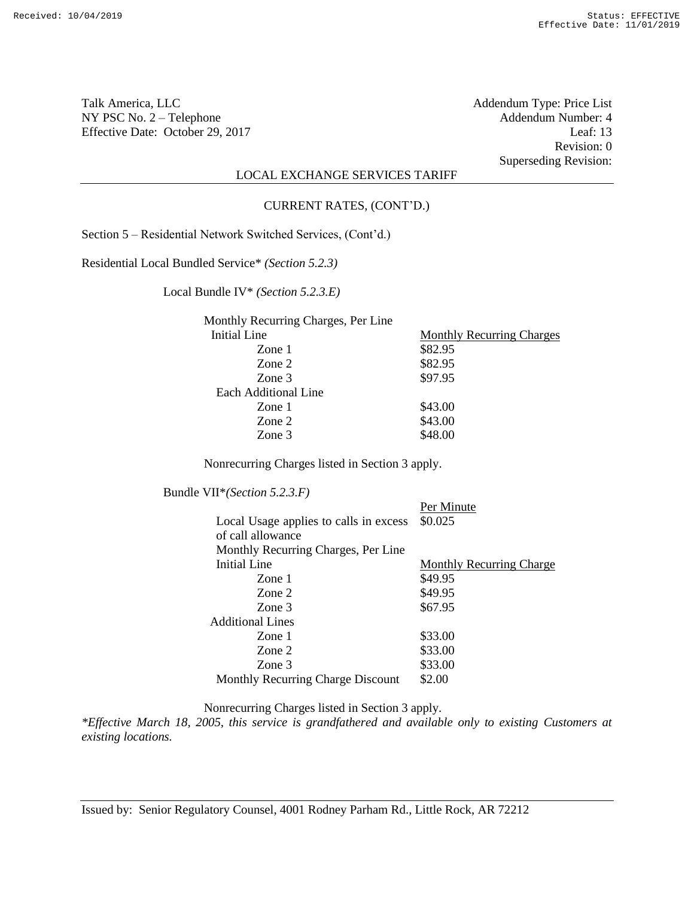Talk America, LLC
NY PSC No. 2 – Telephone
Effective Date: October 29, 2017

Addendum Type: Price List
Addendum Number: 4
Leaf: 13
Revision: 0
Superseding Revision:

LOCAL EXCHANGE SERVICES TARIFF

CURRENT RATES, (CONT'D.)

Section 5 – Residential Network Switched Services, (Cont'd.)

Residential Local Bundled Service* *(Section 5.2.3)*

Local Bundle IV* *(Section 5.2.3.E)*

| Monthly Recurring Charges, Per Line | |
|---|---|
| Initial Line | Monthly Recurring Charges |
| Zone 1 | $82.95 |
| Zone 2 | $82.95 |
| Zone 3 | $97.95 |
| Each Additional Line | |
| Zone 1 | $43.00 |
| Zone 2 | $43.00 |
| Zone 3 | $48.00 |

Nonrecurring Charges listed in Section 3 apply.

Bundle VII**(Section 5.2.3.F)*

| | Per Minute |
|---|---|
| Local Usage applies to calls in excess of call allowance | $0.025 |
| Monthly Recurring Charges, Per Line | |
| Initial Line | Monthly Recurring Charge |
| Zone 1 | $49.95 |
| Zone 2 | $49.95 |
| Zone 3 | $67.95 |
| Additional Lines | |
| Zone 1 | $33.00 |
| Zone 2 | $33.00 |
| Zone 3 | $33.00 |
| Monthly Recurring Charge Discount | $2.00 |

Nonrecurring Charges listed in Section 3 apply.

**Effective March 18, 2005, this service is grandfathered and available only to existing Customers at existing locations.*

Issued by: Senior Regulatory Counsel, 4001 Rodney Parham Rd., Little Rock, AR 72212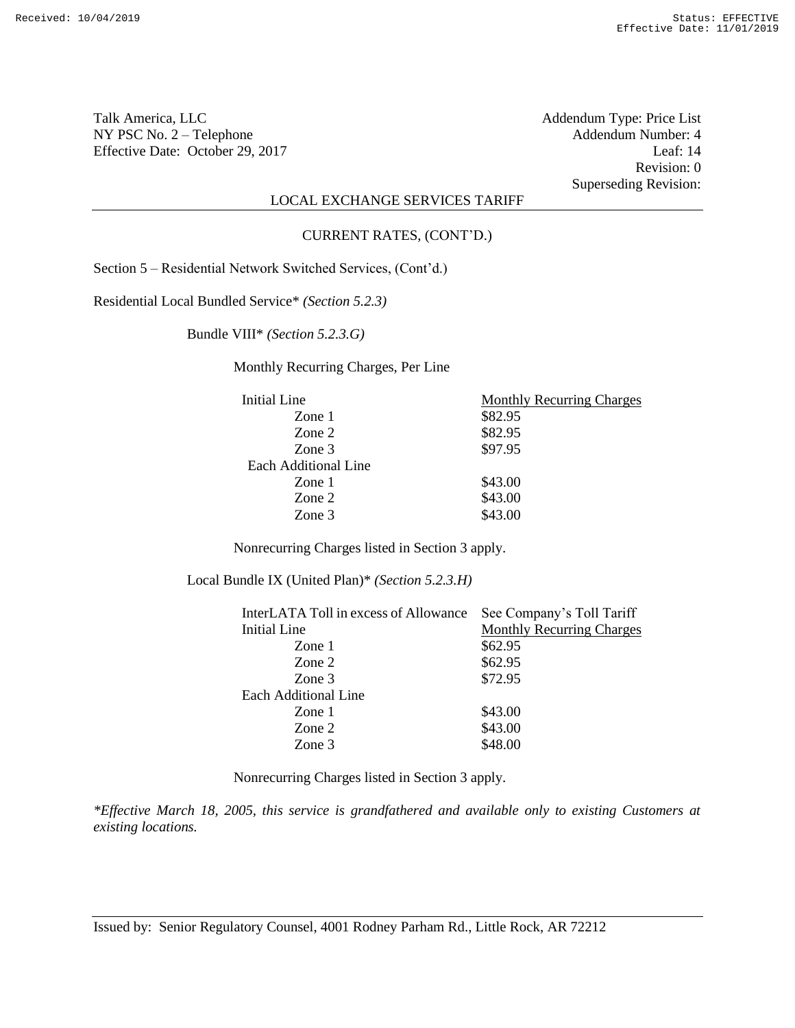Talk America, LLC
NY PSC No. 2 – Telephone
Effective Date: October 29, 2017

Addendum Type: Price List
Addendum Number: 4
Leaf: 14
Revision: 0
Superseding Revision:

LOCAL EXCHANGE SERVICES TARIFF

CURRENT RATES, (CONT'D.)

Section 5 – Residential Network Switched Services, (Cont'd.)

Residential Local Bundled Service* *(Section 5.2.3)*

Bundle VIII* *(Section 5.2.3.G)*

Monthly Recurring Charges, Per Line

| Initial Line | Monthly Recurring Charges |
|---|---|
| Zone 1 | $82.95 |
| Zone 2 | $82.95 |
| Zone 3 | $97.95 |
| Each Additional Line | |
| Zone 1 | $43.00 |
| Zone 2 | $43.00 |
| Zone 3 | $43.00 |

Nonrecurring Charges listed in Section 3 apply.

Local Bundle IX (United Plan)* *(Section 5.2.3.H)*

| InterLATA Toll in excess of Allowance | See Company's Toll Tariff |
|---|---|
| Initial Line | Monthly Recurring Charges |
| Zone 1 | $62.95 |
| Zone 2 | $62.95 |
| Zone 3 | $72.95 |
| Each Additional Line | |
| Zone 1 | $43.00 |
| Zone 2 | $43.00 |
| Zone 3 | $48.00 |

Nonrecurring Charges listed in Section 3 apply.

*\*Effective March 18, 2005, this service is grandfathered and available only to existing Customers at existing locations.*

Issued by: Senior Regulatory Counsel, 4001 Rodney Parham Rd., Little Rock, AR 72212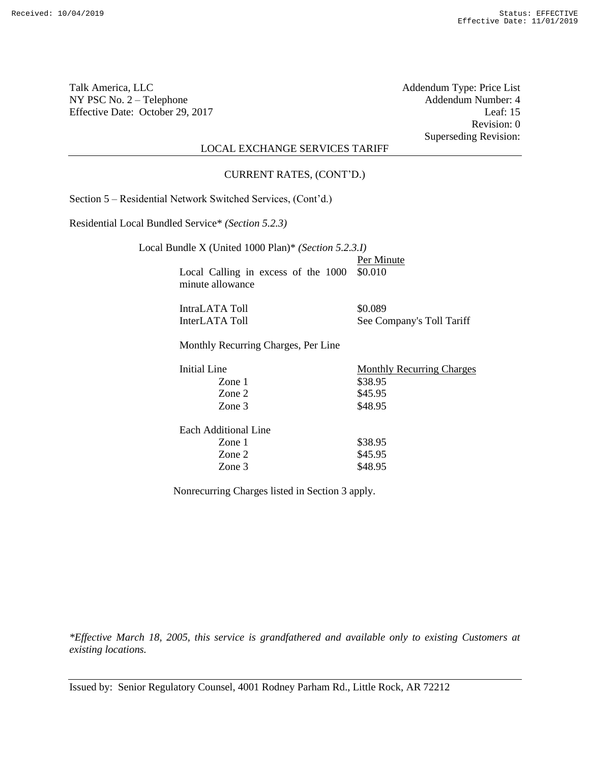Talk America, LLC
NY PSC No. 2 – Telephone
Effective Date: October 29, 2017

Addendum Type: Price List
Addendum Number: 4
Leaf: 15
Revision: 0
Superseding Revision:

LOCAL EXCHANGE SERVICES TARIFF

CURRENT RATES, (CONT'D.)

Section 5 – Residential Network Switched Services, (Cont'd.)

Residential Local Bundled Service* *(Section 5.2.3)*

Local Bundle X (United 1000 Plan)* *(Section 5.2.3.I)*

| | Per Minute |
|---|---|
| Local Calling in excess of the 1000 minute allowance | $0.010 |
| IntraLATA Toll | $0.089 |
| InterLATA Toll | See Company's Toll Tariff |

Monthly Recurring Charges, Per Line

| Initial Line | Monthly Recurring Charges |
|---|---|
| Zone 1 | $38.95 |
| Zone 2 | $45.95 |
| Zone 3 | $48.95 |
| **Each Additional Line** | |
| Zone 1 | $38.95 |
| Zone 2 | $45.95 |
| Zone 3 | $48.95 |

Nonrecurring Charges listed in Section 3 apply.

*\*Effective March 18, 2005, this service is grandfathered and available only to existing Customers at existing locations.*

Issued by: Senior Regulatory Counsel, 4001 Rodney Parham Rd., Little Rock, AR 72212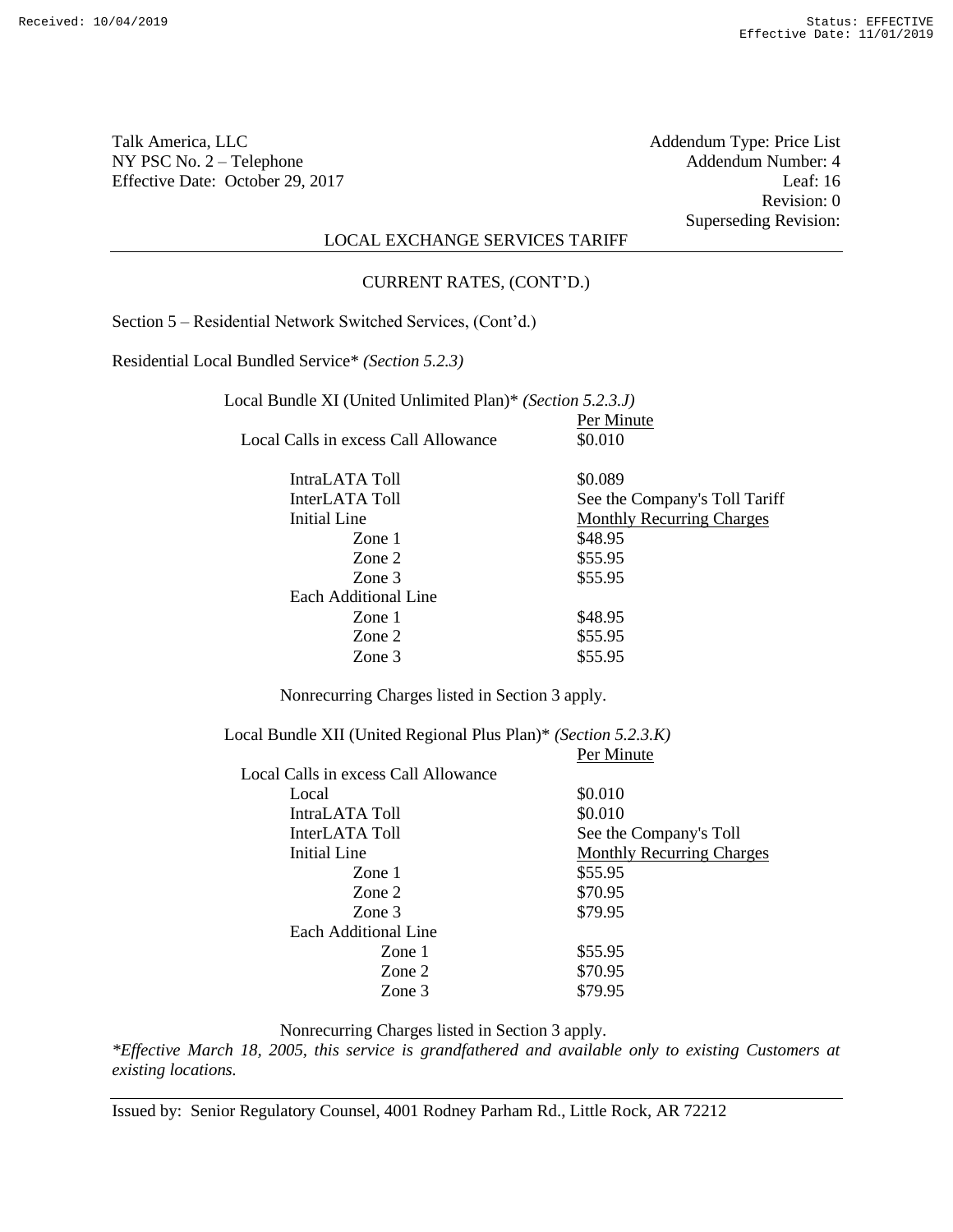Talk America, LLC
NY PSC No. 2 – Telephone
Effective Date: October 29, 2017

Addendum Type: Price List
Addendum Number: 4
Leaf: 16
Revision: 0
Superseding Revision:

LOCAL EXCHANGE SERVICES TARIFF

CURRENT RATES, (CONT'D.)

Section 5 – Residential Network Switched Services, (Cont'd.)

Residential Local Bundled Service* *(Section 5.2.3)*

Local Bundle XI (United Unlimited Plan)* *(Section 5.2.3.J)*

| | Per Minute |
|---|---|
| Local Calls in excess Call Allowance | $0.010 |
| IntraLATA Toll | $0.089 |
| InterLATA Toll | See the Company's Toll Tariff |
| Initial Line | Monthly Recurring Charges |
| Zone 1 | $48.95 |
| Zone 2 | $55.95 |
| Zone 3 | $55.95 |
| Each Additional Line | |
| Zone 1 | $48.95 |
| Zone 2 | $55.95 |
| Zone 3 | $55.95 |

Nonrecurring Charges listed in Section 3 apply.

Local Bundle XII (United Regional Plus Plan)* *(Section 5.2.3.K)*

| | Per Minute |
|---|---|
| Local Calls in excess Call Allowance | |
| Local | $0.010 |
| IntraLATA Toll | $0.010 |
| InterLATA Toll | See the Company's Toll |
| Initial Line | Monthly Recurring Charges |
| Zone 1 | $55.95 |
| Zone 2 | $70.95 |
| Zone 3 | $79.95 |
| Each Additional Line | |
| Zone 1 | $55.95 |
| Zone 2 | $70.95 |
| Zone 3 | $79.95 |

Nonrecurring Charges listed in Section 3 apply.

**Effective March 18, 2005, this service is grandfathered and available only to existing Customers at existing locations.*

Issued by: Senior Regulatory Counsel, 4001 Rodney Parham Rd., Little Rock, AR 72212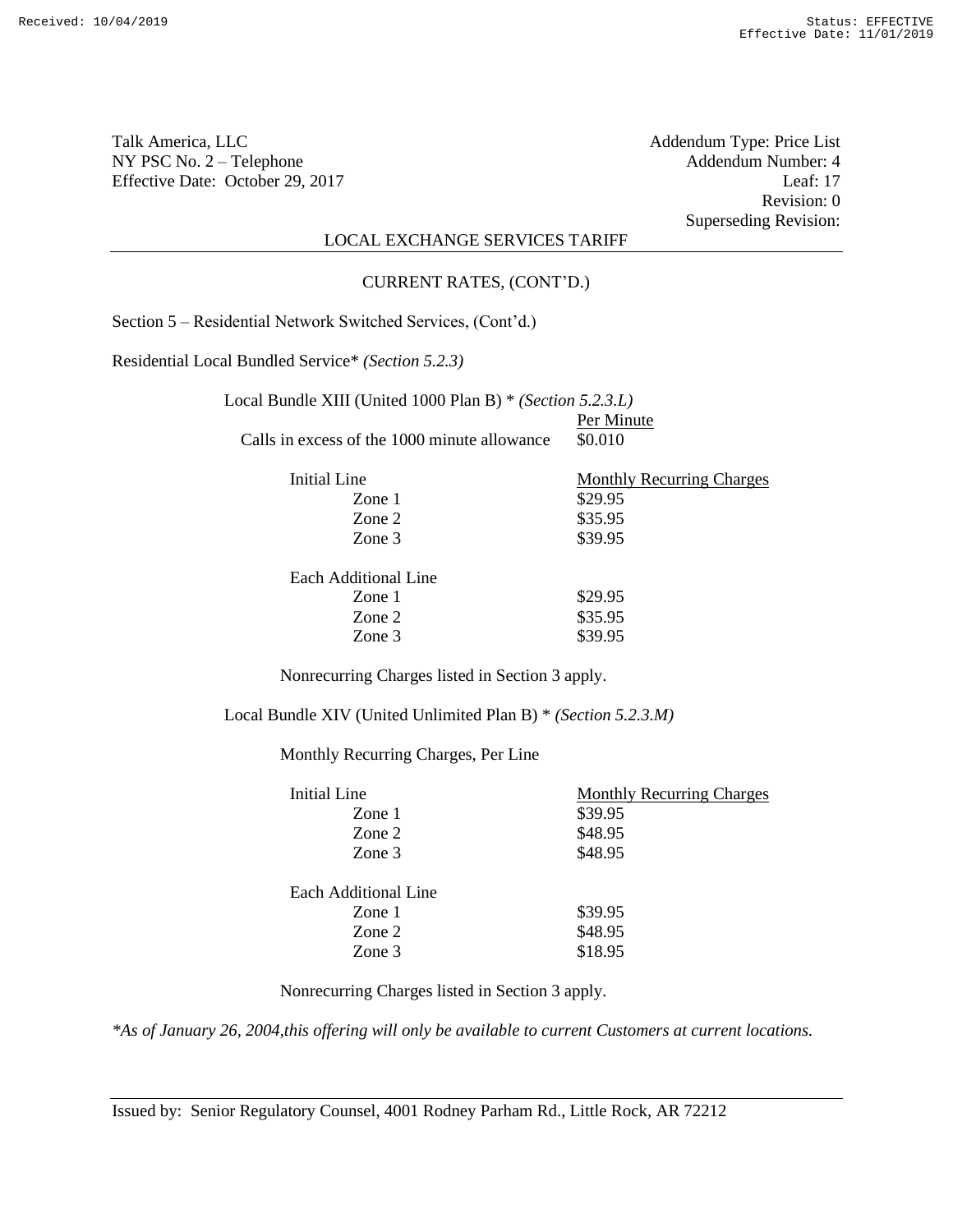Talk America, LLC
NY PSC No. 2 – Telephone
Effective Date: October 29, 2017

Addendum Type: Price List
Addendum Number: 4
Leaf: 17
Revision: 0
Superseding Revision:

LOCAL EXCHANGE SERVICES TARIFF

CURRENT RATES, (CONT'D.)

Section 5 – Residential Network Switched Services, (Cont'd.)

Residential Local Bundled Service* *(Section 5.2.3)*

Local Bundle XIII (United 1000 Plan B) * *(Section 5.2.3.L)*

| | Per Minute |
|---|---|
| Calls in excess of the 1000 minute allowance | $0.010 |

| Initial Line | Monthly Recurring Charges |
|---|---|
| Zone 1 | $29.95 |
| Zone 2 | $35.95 |
| Zone 3 | $39.95 |
| Each Additional Line | |
| Zone 1 | $29.95 |
| Zone 2 | $35.95 |
| Zone 3 | $39.95 |

Nonrecurring Charges listed in Section 3 apply.

Local Bundle XIV (United Unlimited Plan B) * *(Section 5.2.3.M)*

Monthly Recurring Charges, Per Line

| Initial Line | Monthly Recurring Charges |
|---|---|
| Zone 1 | $39.95 |
| Zone 2 | $48.95 |
| Zone 3 | $48.95 |
| Each Additional Line | |
| Zone 1 | $39.95 |
| Zone 2 | $48.95 |
| Zone 3 | $18.95 |

Nonrecurring Charges listed in Section 3 apply.

*\*As of January 26, 2004,this offering will only be available to current Customers at current locations.*

Issued by: Senior Regulatory Counsel, 4001 Rodney Parham Rd., Little Rock, AR 72212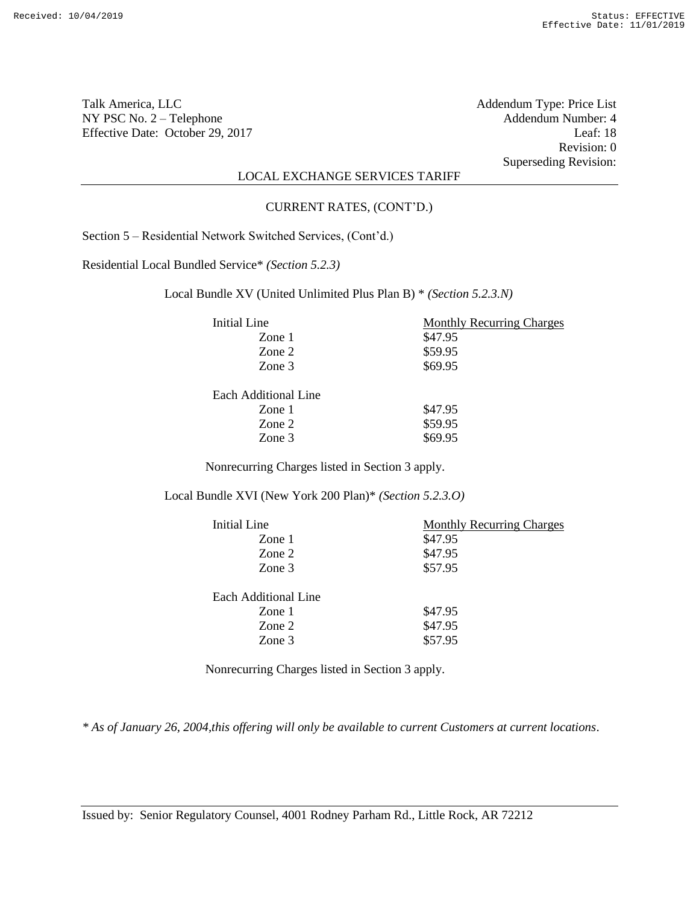Talk America, LLC
NY PSC No. 2 – Telephone
Effective Date: October 29, 2017

Addendum Type: Price List
Addendum Number: 4
Leaf: 18
Revision: 0
Superseding Revision:

LOCAL EXCHANGE SERVICES TARIFF

CURRENT RATES, (CONT'D.)

Section 5 – Residential Network Switched Services, (Cont'd.)

Residential Local Bundled Service* *(Section 5.2.3)*

Local Bundle XV (United Unlimited Plus Plan B) * *(Section 5.2.3.N)*

| Initial Line | Monthly Recurring Charges |
|---|---|
| Zone 1 | $47.95 |
| Zone 2 | $59.95 |
| Zone 3 | $69.95 |
| Each Additional Line | |
| Zone 1 | $47.95 |
| Zone 2 | $59.95 |
| Zone 3 | $69.95 |

Nonrecurring Charges listed in Section 3 apply.

Local Bundle XVI (New York 200 Plan)* *(Section 5.2.3.O)*

| Initial Line | Monthly Recurring Charges |
|---|---|
| Zone 1 | $47.95 |
| Zone 2 | $47.95 |
| Zone 3 | $57.95 |
| Each Additional Line | |
| Zone 1 | $47.95 |
| Zone 2 | $47.95 |
| Zone 3 | $57.95 |

Nonrecurring Charges listed in Section 3 apply.

*\* As of January 26, 2004,this offering will only be available to current Customers at current locations.*

Issued by: Senior Regulatory Counsel, 4001 Rodney Parham Rd., Little Rock, AR 72212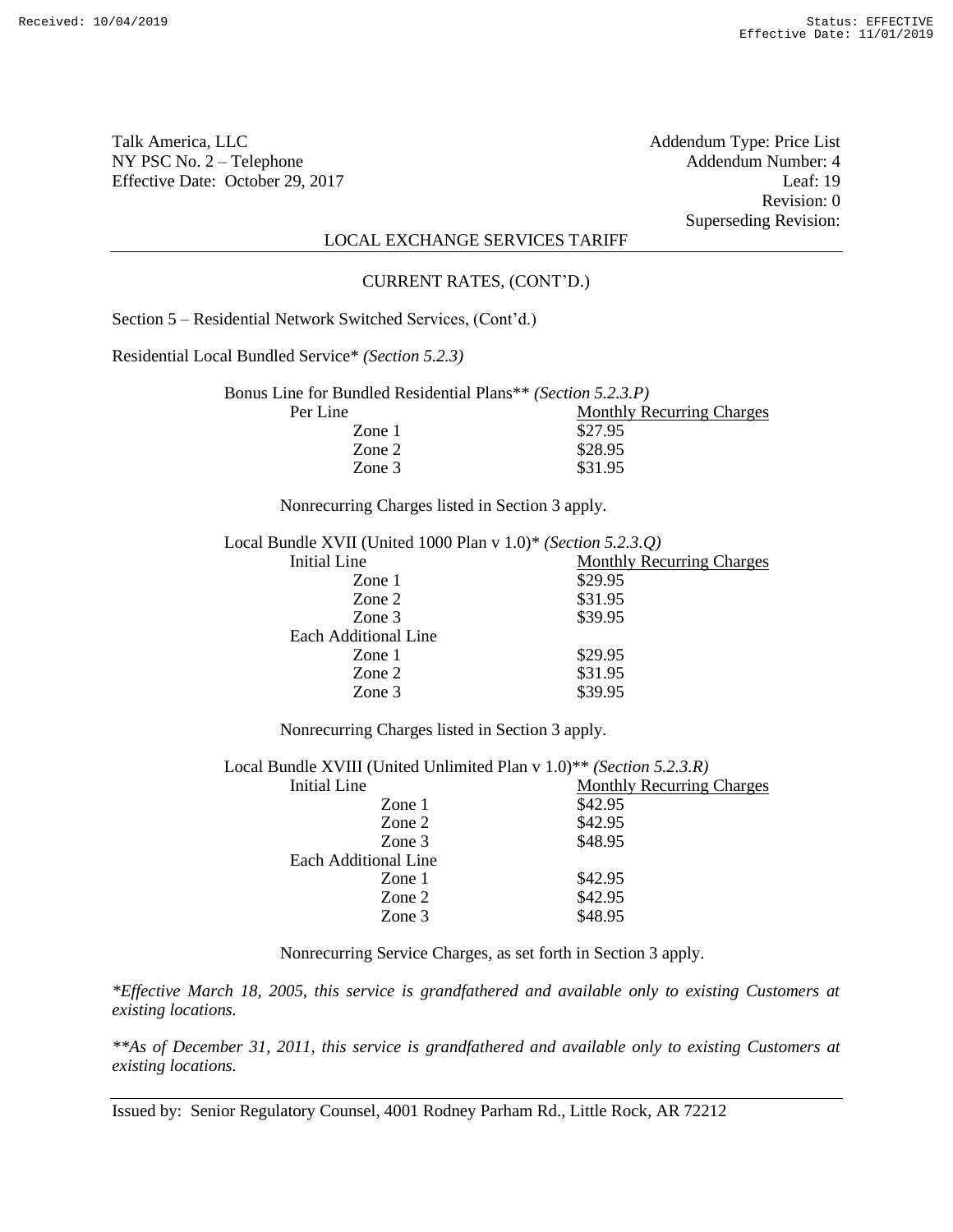Talk America, LLC
NY PSC No. 2 – Telephone
Effective Date: October 29, 2017

Addendum Type: Price List
Addendum Number: 4
Leaf: 19
Revision: 0
Superseding Revision:

LOCAL EXCHANGE SERVICES TARIFF

CURRENT RATES, (CONT'D.)

Section 5 – Residential Network Switched Services, (Cont'd.)

Residential Local Bundled Service* *(Section 5.2.3)*

Bonus Line for Bundled Residential Plans** *(Section 5.2.3.P)*

| Per Line | Monthly Recurring Charges |
|---|---|
| Zone 1 | $27.95 |
| Zone 2 | $28.95 |
| Zone 3 | $31.95 |

Nonrecurring Charges listed in Section 3 apply.

Local Bundle XVII (United 1000 Plan v 1.0)* *(Section 5.2.3.Q)*

| Initial Line | Monthly Recurring Charges |
|---|---|
| Zone 1 | $29.95 |
| Zone 2 | $31.95 |
| Zone 3 | $39.95 |
| Each Additional Line | |
| Zone 1 | $29.95 |
| Zone 2 | $31.95 |
| Zone 3 | $39.95 |

Nonrecurring Charges listed in Section 3 apply.

Local Bundle XVIII (United Unlimited Plan v 1.0)** *(Section 5.2.3.R)*

| Initial Line | Monthly Recurring Charges |
|---|---|
| Zone 1 | $42.95 |
| Zone 2 | $42.95 |
| Zone 3 | $48.95 |
| Each Additional Line | |
| Zone 1 | $42.95 |
| Zone 2 | $42.95 |
| Zone 3 | $48.95 |

Nonrecurring Service Charges, as set forth in Section 3 apply.

*\*Effective March 18, 2005, this service is grandfathered and available only to existing Customers at existing locations.*

*\*\*As of December 31, 2011, this service is grandfathered and available only to existing Customers at existing locations.*

Issued by: Senior Regulatory Counsel, 4001 Rodney Parham Rd., Little Rock, AR 72212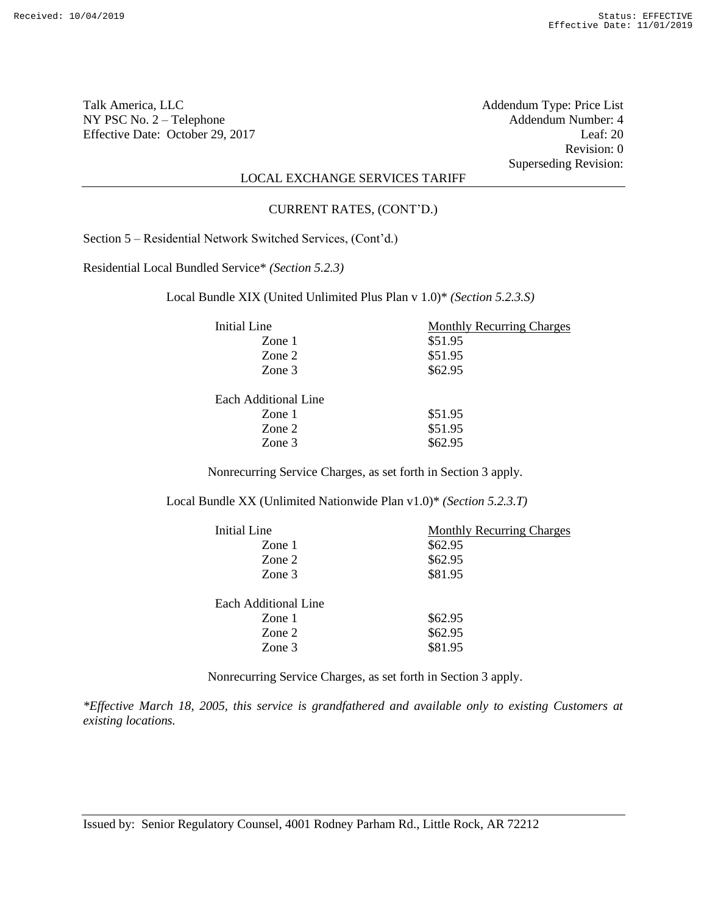Talk America, LLC
NY PSC No. 2 – Telephone
Effective Date: October 29, 2017

Addendum Type: Price List
Addendum Number: 4
Leaf: 20
Revision: 0
Superseding Revision:

LOCAL EXCHANGE SERVICES TARIFF

CURRENT RATES, (CONT'D.)

Section 5 – Residential Network Switched Services, (Cont'd.)

Residential Local Bundled Service* *(Section 5.2.3)*

Local Bundle XIX (United Unlimited Plus Plan v 1.0)* *(Section 5.2.3.S)*

| Initial Line | Monthly Recurring Charges |
|---|---|
| Zone 1 | $51.95 |
| Zone 2 | $51.95 |
| Zone 3 | $62.95 |
| **Each Additional Line** | |
| Zone 1 | $51.95 |
| Zone 2 | $51.95 |
| Zone 3 | $62.95 |

Nonrecurring Service Charges, as set forth in Section 3 apply.

Local Bundle XX (Unlimited Nationwide Plan v1.0)* *(Section 5.2.3.T)*

| Initial Line | Monthly Recurring Charges |
|---|---|
| Zone 1 | $62.95 |
| Zone 2 | $62.95 |
| Zone 3 | $81.95 |
| **Each Additional Line** | |
| Zone 1 | $62.95 |
| Zone 2 | $62.95 |
| Zone 3 | $81.95 |

Nonrecurring Service Charges, as set forth in Section 3 apply.

*\*Effective March 18, 2005, this service is grandfathered and available only to existing Customers at existing locations.*

Issued by: Senior Regulatory Counsel, 4001 Rodney Parham Rd., Little Rock, AR 72212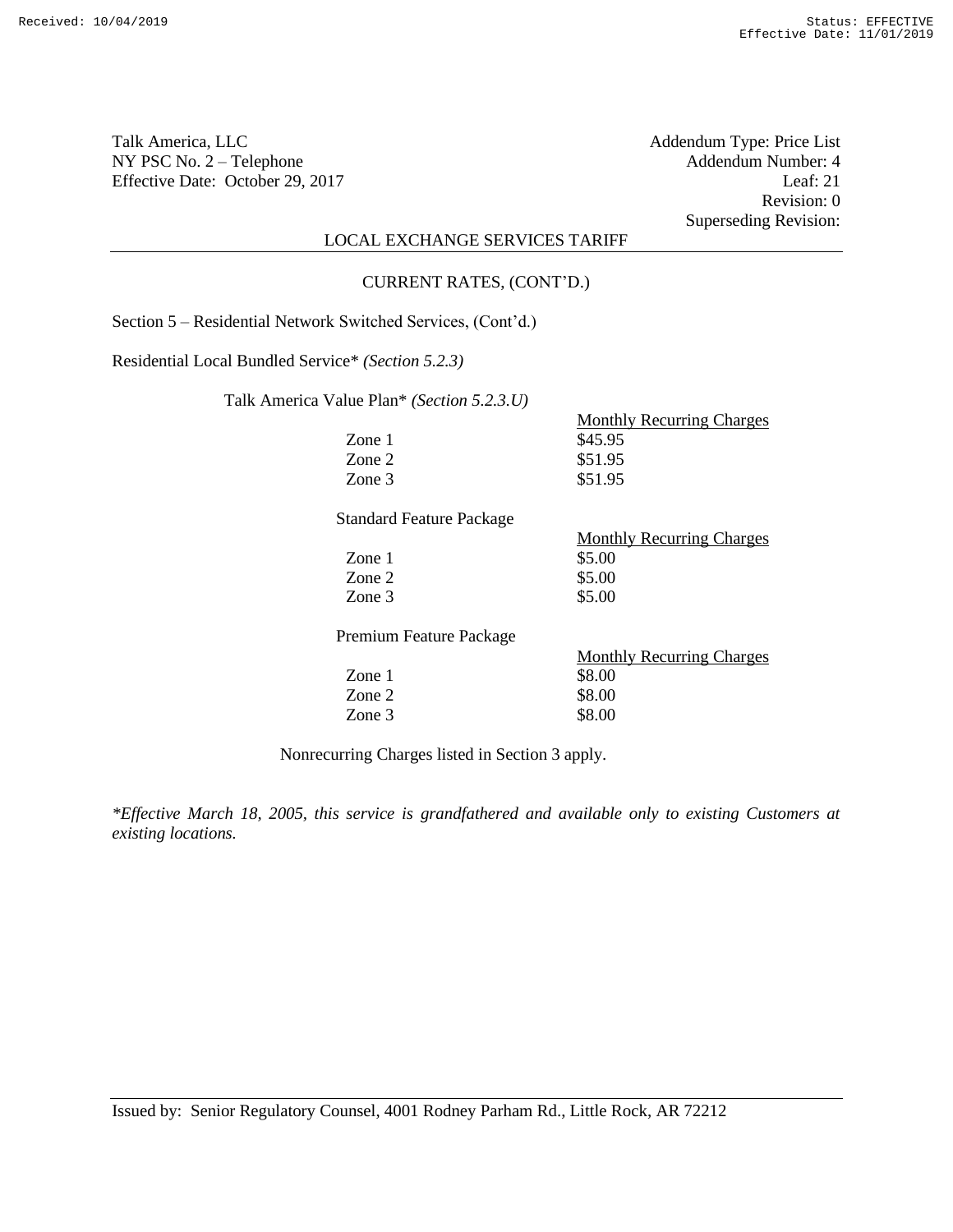Talk America, LLC
NY PSC No. 2 – Telephone
Effective Date: October 29, 2017

Addendum Type: Price List
Addendum Number: 4
Leaf: 21
Revision: 0
Superseding Revision:

LOCAL EXCHANGE SERVICES TARIFF

CURRENT RATES, (CONT'D.)

Section 5 – Residential Network Switched Services, (Cont'd.)

Residential Local Bundled Service* *(Section 5.2.3)*

Talk America Value Plan* *(Section 5.2.3.U)*

| | Monthly Recurring Charges |
|---|---|
| Zone 1 | $45.95 |
| Zone 2 | $51.95 |
| Zone 3 | $51.95 |

Standard Feature Package

| | Monthly Recurring Charges |
|---|---|
| Zone 1 | $5.00 |
| Zone 2 | $5.00 |
| Zone 3 | $5.00 |

Premium Feature Package

| | Monthly Recurring Charges |
|---|---|
| Zone 1 | $8.00 |
| Zone 2 | $8.00 |
| Zone 3 | $8.00 |

Nonrecurring Charges listed in Section 3 apply.

*\*Effective March 18, 2005, this service is grandfathered and available only to existing Customers at existing locations.*

Issued by: Senior Regulatory Counsel, 4001 Rodney Parham Rd., Little Rock, AR 72212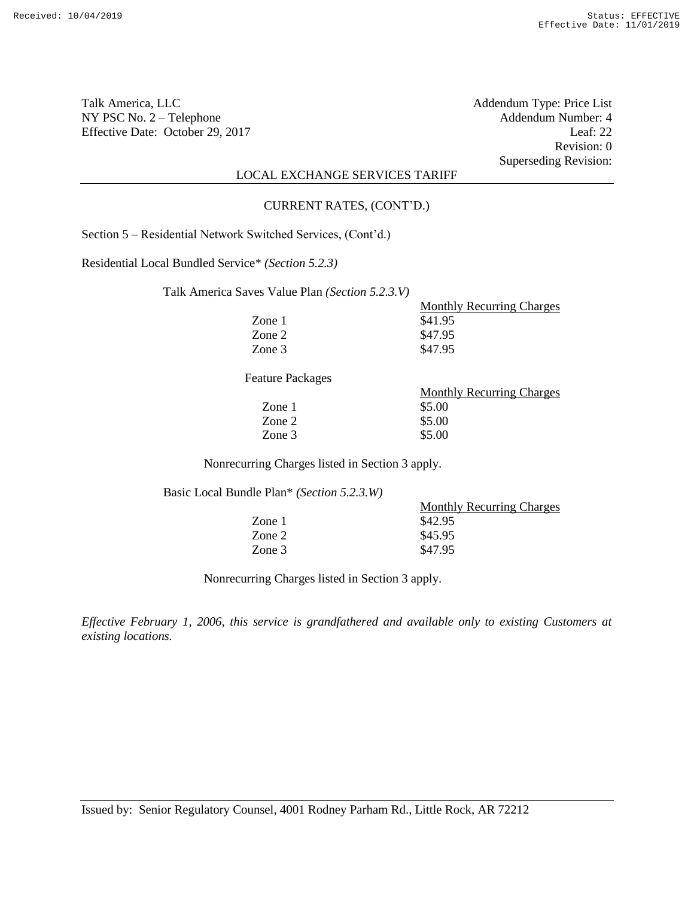Talk America, LLC
NY PSC No. 2 – Telephone
Effective Date: October 29, 2017

Addendum Type: Price List
Addendum Number: 4
Leaf: 22
Revision: 0
Superseding Revision:

LOCAL EXCHANGE SERVICES TARIFF

CURRENT RATES, (CONT'D.)

Section 5 – Residential Network Switched Services, (Cont'd.)

Residential Local Bundled Service* *(Section 5.2.3)*

Talk America Saves Value Plan *(Section 5.2.3.V)*

| | Monthly Recurring Charges |
|---|---|
| Zone 1 | $41.95 |
| Zone 2 | $47.95 |
| Zone 3 | $47.95 |

Feature Packages

| | Monthly Recurring Charges |
|---|---|
| Zone 1 | $5.00 |
| Zone 2 | $5.00 |
| Zone 3 | $5.00 |

Nonrecurring Charges listed in Section 3 apply.

Basic Local Bundle Plan* *(Section 5.2.3.W)*

| | Monthly Recurring Charges |
|---|---|
| Zone 1 | $42.95 |
| Zone 2 | $45.95 |
| Zone 3 | $47.95 |

Nonrecurring Charges listed in Section 3 apply.

*Effective February 1, 2006, this service is grandfathered and available only to existing Customers at existing locations.*

Issued by: Senior Regulatory Counsel, 4001 Rodney Parham Rd., Little Rock, AR 72212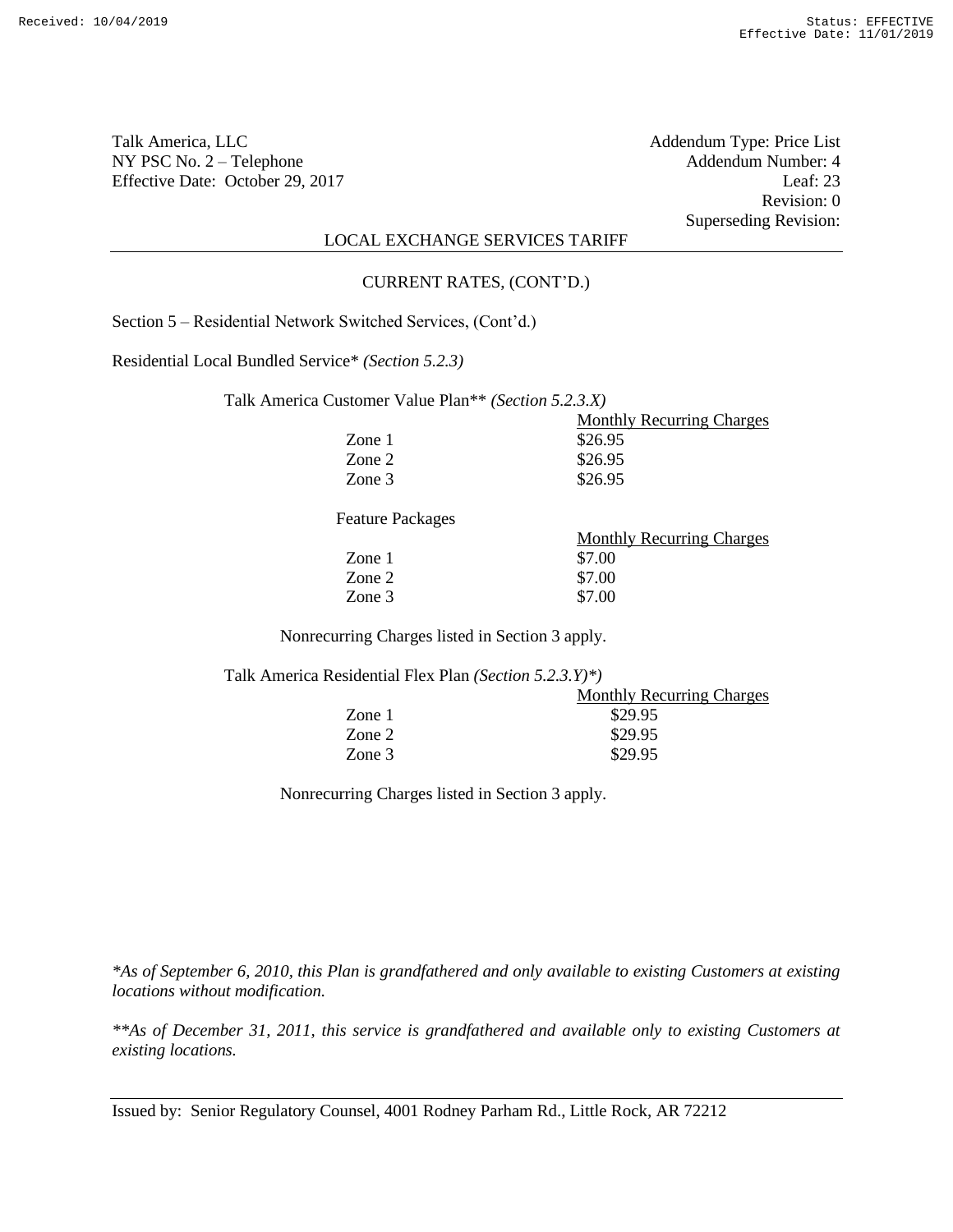Talk America, LLC
NY PSC No. 2 – Telephone
Effective Date: October 29, 2017

Addendum Type: Price List
Addendum Number: 4
Leaf: 23
Revision: 0
Superseding Revision:

LOCAL EXCHANGE SERVICES TARIFF

CURRENT RATES, (CONT'D.)

Section 5 – Residential Network Switched Services, (Cont'd.)

Residential Local Bundled Service* *(Section 5.2.3)*

Talk America Customer Value Plan** *(Section 5.2.3.X)*

| | Monthly Recurring Charges |
|---|---|
| Zone 1 | $26.95 |
| Zone 2 | $26.95 |
| Zone 3 | $26.95 |

Feature Packages

| | Monthly Recurring Charges |
|---|---|
| Zone 1 | $7.00 |
| Zone 2 | $7.00 |
| Zone 3 | $7.00 |

Nonrecurring Charges listed in Section 3 apply.

Talk America Residential Flex Plan *(Section 5.2.3.Y)**)*

| | Monthly Recurring Charges |
|---|---|
| Zone 1 | $29.95 |
| Zone 2 | $29.95 |
| Zone 3 | $29.95 |

Nonrecurring Charges listed in Section 3 apply.

*\*As of September 6, 2010, this Plan is grandfathered and only available to existing Customers at existing locations without modification.*

*\*\*As of December 31, 2011, this service is grandfathered and available only to existing Customers at existing locations.*

Issued by: Senior Regulatory Counsel, 4001 Rodney Parham Rd., Little Rock, AR 72212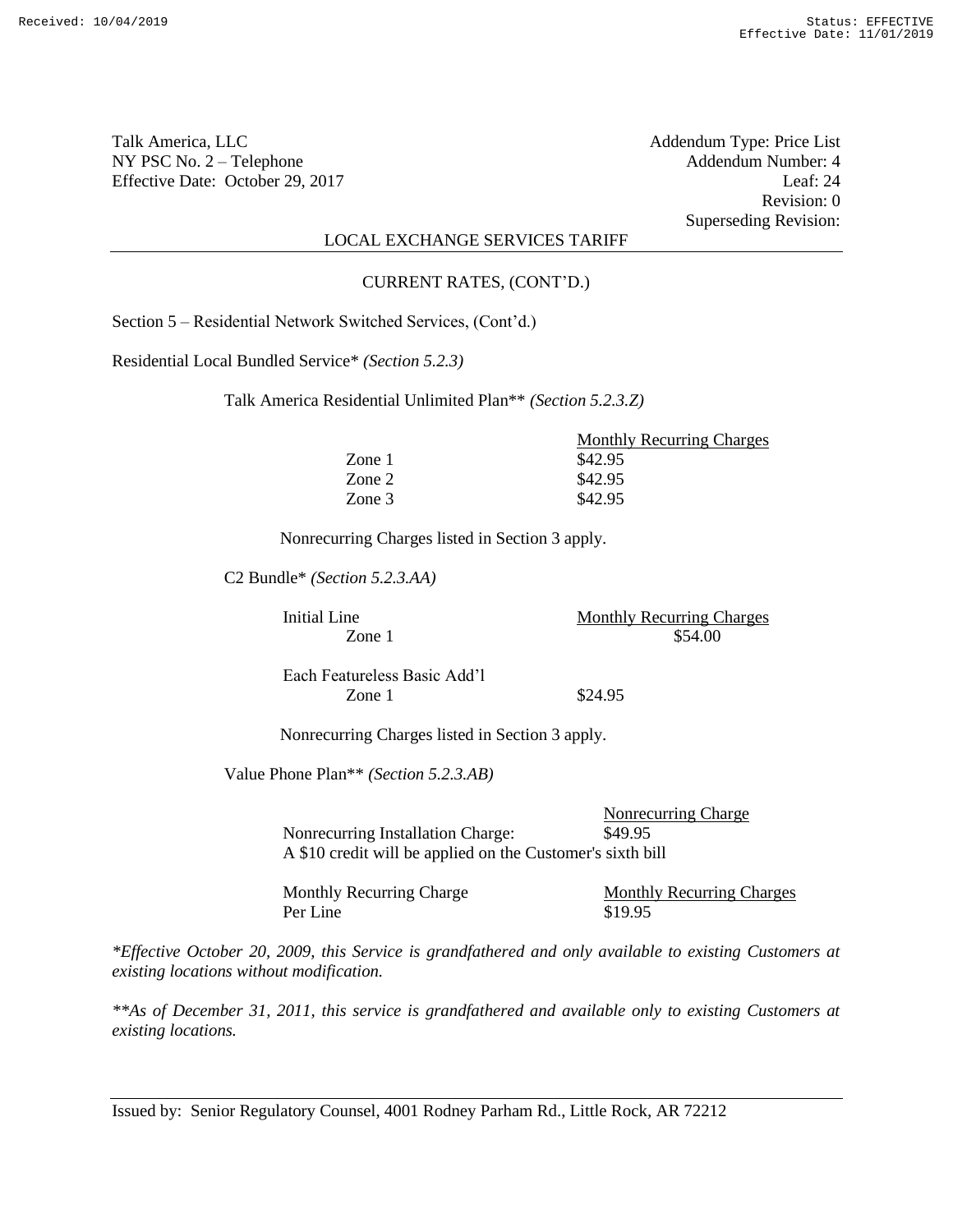Talk America, LLC
NY PSC No. 2 – Telephone
Effective Date: October 29, 2017

Addendum Type: Price List
Addendum Number: 4
Leaf: 24
Revision: 0
Superseding Revision:

LOCAL EXCHANGE SERVICES TARIFF

CURRENT RATES, (CONT'D.)

Section 5 – Residential Network Switched Services, (Cont'd.)

Residential Local Bundled Service* *(Section 5.2.3)*

Talk America Residential Unlimited Plan** *(Section 5.2.3.Z)*

| | Monthly Recurring Charges |
|---|---|
| Zone 1 | $42.95 |
| Zone 2 | $42.95 |
| Zone 3 | $42.95 |

Nonrecurring Charges listed in Section 3 apply.

C2 Bundle* *(Section 5.2.3.AA)*

| Initial Line | Monthly Recurring Charges |
|---|---|
| Zone 1 | $54.00 |
| Each Featureless Basic Add'l | |
| Zone 1 | $24.95 |

Nonrecurring Charges listed in Section 3 apply.

Value Phone Plan** *(Section 5.2.3.AB)*

| | Nonrecurring Charge |
|---|---|
| Nonrecurring Installation Charge: | $49.95 |

A $10 credit will be applied on the Customer's sixth bill

| Monthly Recurring Charge | Monthly Recurring Charges |
|---|---|
| Per Line | $19.95 |

*\*Effective October 20, 2009, this Service is grandfathered and only available to existing Customers at existing locations without modification.*

*\*\*As of December 31, 2011, this service is grandfathered and available only to existing Customers at existing locations.*

Issued by: Senior Regulatory Counsel, 4001 Rodney Parham Rd., Little Rock, AR 72212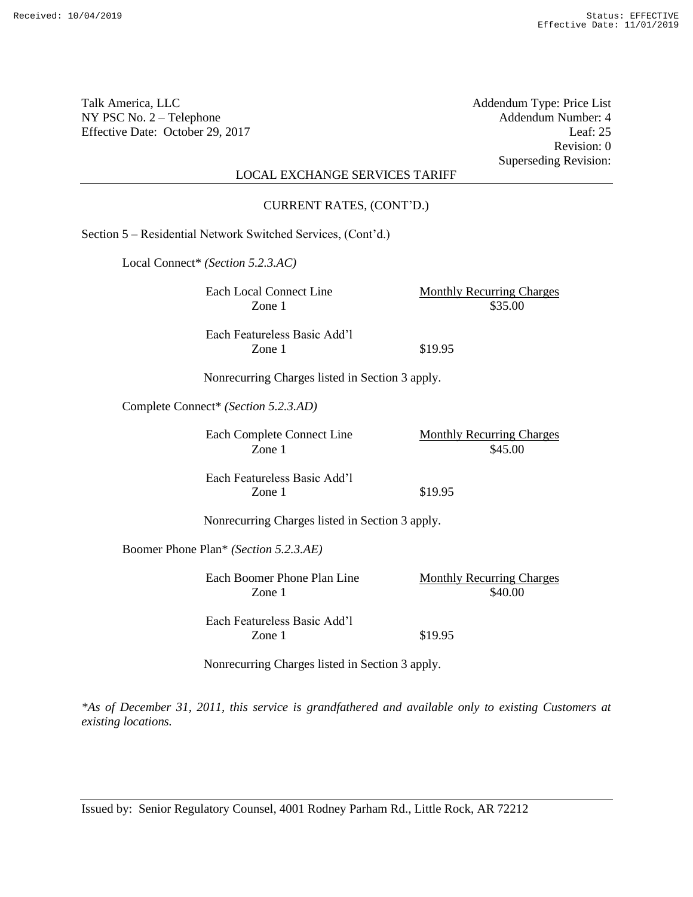Talk America, LLC
NY PSC No. 2 – Telephone
Effective Date: October 29, 2017

Addendum Type: Price List
Addendum Number: 4
Leaf: 25
Revision: 0
Superseding Revision:

LOCAL EXCHANGE SERVICES TARIFF

CURRENT RATES, (CONT'D.)

Section 5 – Residential Network Switched Services, (Cont'd.)

Local Connect* *(Section 5.2.3.AC)*

| Each Local Connect Line | Monthly Recurring Charges |
|---|---|
| Zone 1 | $35.00 |
| Each Featureless Basic Add'l | |
| Zone 1 | $19.95 |

Nonrecurring Charges listed in Section 3 apply.

Complete Connect* *(Section 5.2.3.AD)*

| Each Complete Connect Line | Monthly Recurring Charges |
|---|---|
| Zone 1 | $45.00 |
| Each Featureless Basic Add'l | |
| Zone 1 | $19.95 |

Nonrecurring Charges listed in Section 3 apply.

Boomer Phone Plan* *(Section 5.2.3.AE)*

| Each Boomer Phone Plan Line | Monthly Recurring Charges |
|---|---|
| Zone 1 | $40.00 |
| Each Featureless Basic Add'l | |
| Zone 1 | $19.95 |

Nonrecurring Charges listed in Section 3 apply.

**As of December 31, 2011, this service is grandfathered and available only to existing Customers at existing locations.*

Issued by: Senior Regulatory Counsel, 4001 Rodney Parham Rd., Little Rock, AR 72212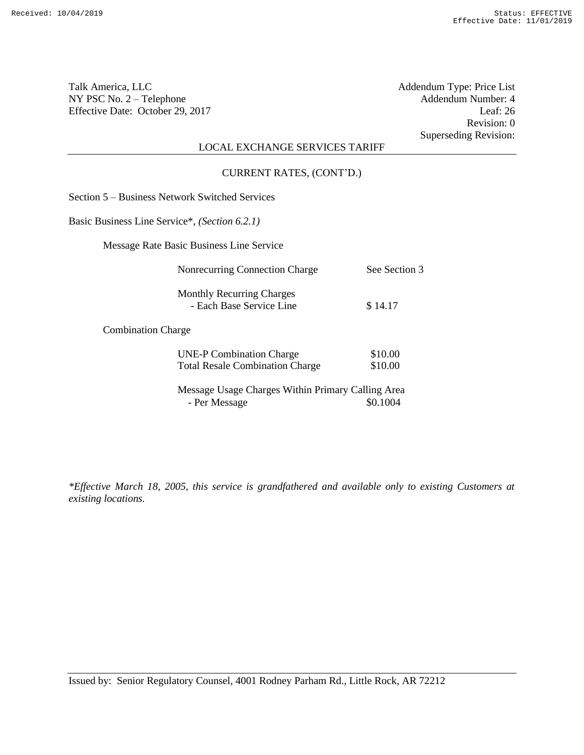Talk America, LLC
NY PSC No. 2 – Telephone
Effective Date: October 29, 2017

Addendum Type: Price List
Addendum Number: 4
Leaf: 26
Revision: 0
Superseding Revision:

LOCAL EXCHANGE SERVICES TARIFF

CURRENT RATES, (CONT'D.)

Section 5 – Business Network Switched Services

Basic Business Line Service*, *(Section 6.2.1)*

Message Rate Basic Business Line Service

| | |
|---|---|
| Nonrecurring Connection Charge | See Section 3 |
| Monthly Recurring Charges<br>- Each Base Service Line | $ 14.17 |

Combination Charge

| | |
|---|---|
| UNE-P Combination Charge | $10.00 |
| Total Resale Combination Charge | $10.00 |
| Message Usage Charges Within Primary Calling Area<br>- Per Message | $0.1004 |

*\*Effective March 18, 2005, this service is grandfathered and available only to existing Customers at existing locations.*

Issued by: Senior Regulatory Counsel, 4001 Rodney Parham Rd., Little Rock, AR 72212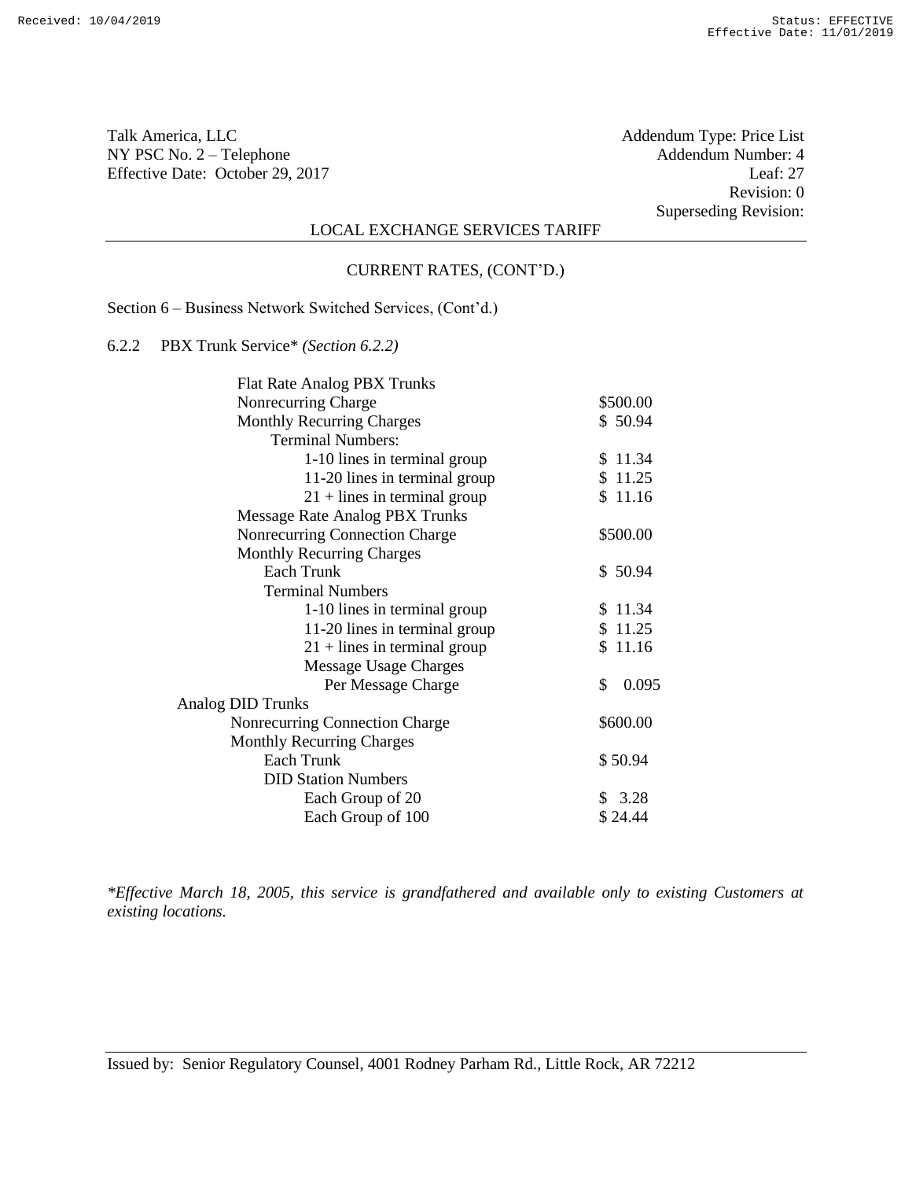Talk America, LLC
NY PSC No. 2 – Telephone
Effective Date: October 29, 2017

Addendum Type: Price List
Addendum Number: 4
Leaf: 27
Revision: 0
Superseding Revision:

LOCAL EXCHANGE SERVICES TARIFF

CURRENT RATES, (CONT'D.)

Section 6 – Business Network Switched Services, (Cont'd.)

6.2.2 PBX Trunk Service* *(Section 6.2.2)*

| | |
|---|---|
| Flat Rate Analog PBX Trunks | |
| Nonrecurring Charge | $500.00 |
| Monthly Recurring Charges | $ 50.94 |
| Terminal Numbers: | |
| 1-10 lines in terminal group | $ 11.34 |
| 11-20 lines in terminal group | $ 11.25 |
| 21 + lines in terminal group | $ 11.16 |
| Message Rate Analog PBX Trunks | |
| Nonrecurring Connection Charge | $500.00 |
| Monthly Recurring Charges | |
| Each Trunk | $ 50.94 |
| Terminal Numbers | |
| 1-10 lines in terminal group | $ 11.34 |
| 11-20 lines in terminal group | $ 11.25 |
| 21 + lines in terminal group | $ 11.16 |
| Message Usage Charges | |
| Per Message Charge | $ 0.095 |
| Analog DID Trunks | |
| Nonrecurring Connection Charge | $600.00 |
| Monthly Recurring Charges | |
| Each Trunk | $ 50.94 |
| DID Station Numbers | |
| Each Group of 20 | $ 3.28 |
| Each Group of 100 | $ 24.44 |

*\*Effective March 18, 2005, this service is grandfathered and available only to existing Customers at existing locations.*

Issued by: Senior Regulatory Counsel, 4001 Rodney Parham Rd., Little Rock, AR 72212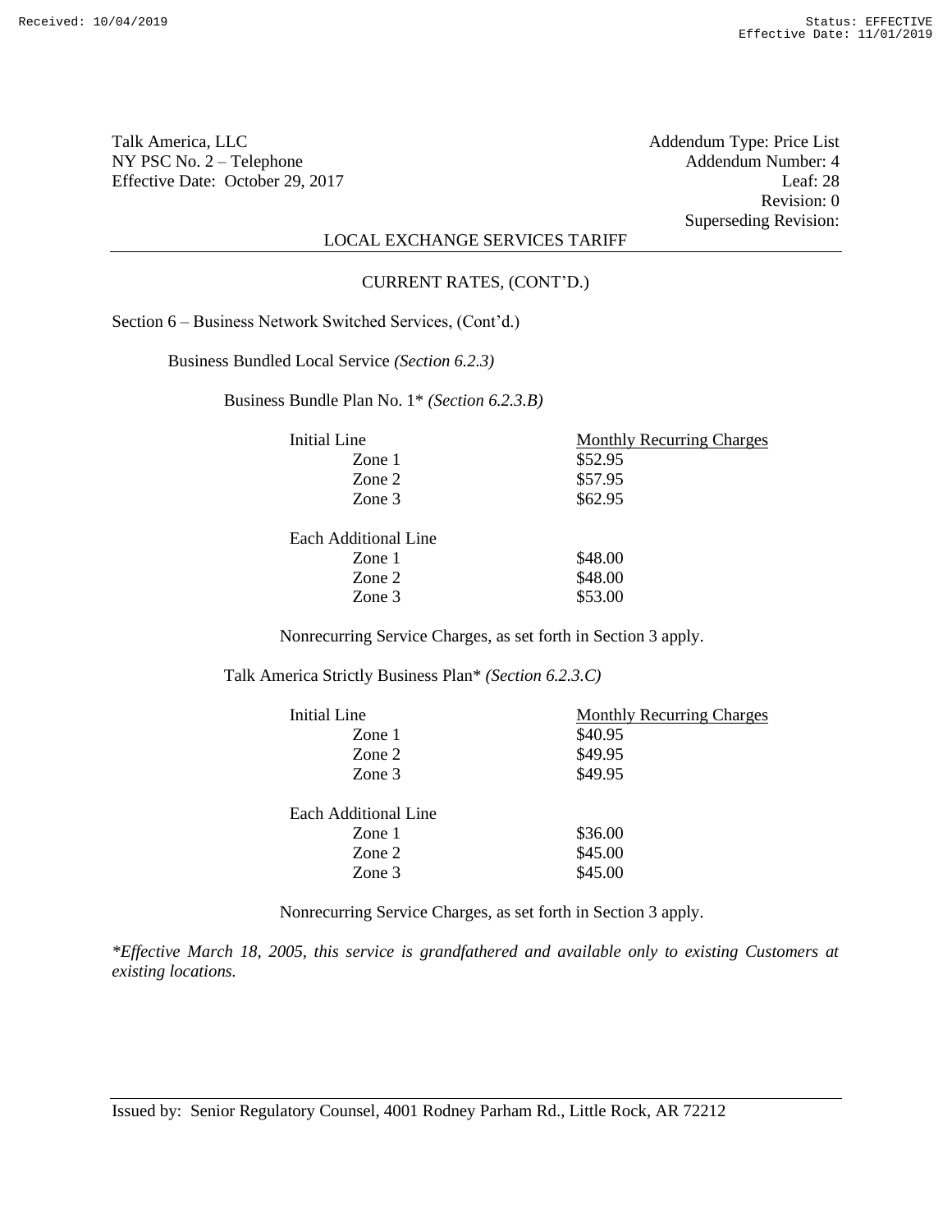Talk America, LLC
NY PSC No. 2 – Telephone
Effective Date: October 29, 2017

Addendum Type: Price List
Addendum Number: 4
Leaf: 28
Revision: 0
Superseding Revision:

LOCAL EXCHANGE SERVICES TARIFF

CURRENT RATES, (CONT'D.)

Section 6 – Business Network Switched Services, (Cont'd.)

Business Bundled Local Service *(Section 6.2.3)*

Business Bundle Plan No. 1* *(Section 6.2.3.B)*

| Initial Line | Monthly Recurring Charges |
|---|---|
| Zone 1 | $52.95 |
| Zone 2 | $57.95 |
| Zone 3 | $62.95 |
| **Each Additional Line** | |
| Zone 1 | $48.00 |
| Zone 2 | $48.00 |
| Zone 3 | $53.00 |

Nonrecurring Service Charges, as set forth in Section 3 apply.

Talk America Strictly Business Plan* *(Section 6.2.3.C)*

| Initial Line | Monthly Recurring Charges |
|---|---|
| Zone 1 | $40.95 |
| Zone 2 | $49.95 |
| Zone 3 | $49.95 |
| **Each Additional Line** | |
| Zone 1 | $36.00 |
| Zone 2 | $45.00 |
| Zone 3 | $45.00 |

Nonrecurring Service Charges, as set forth in Section 3 apply.

**Effective March 18, 2005, this service is grandfathered and available only to existing Customers at existing locations.*

Issued by: Senior Regulatory Counsel, 4001 Rodney Parham Rd., Little Rock, AR 72212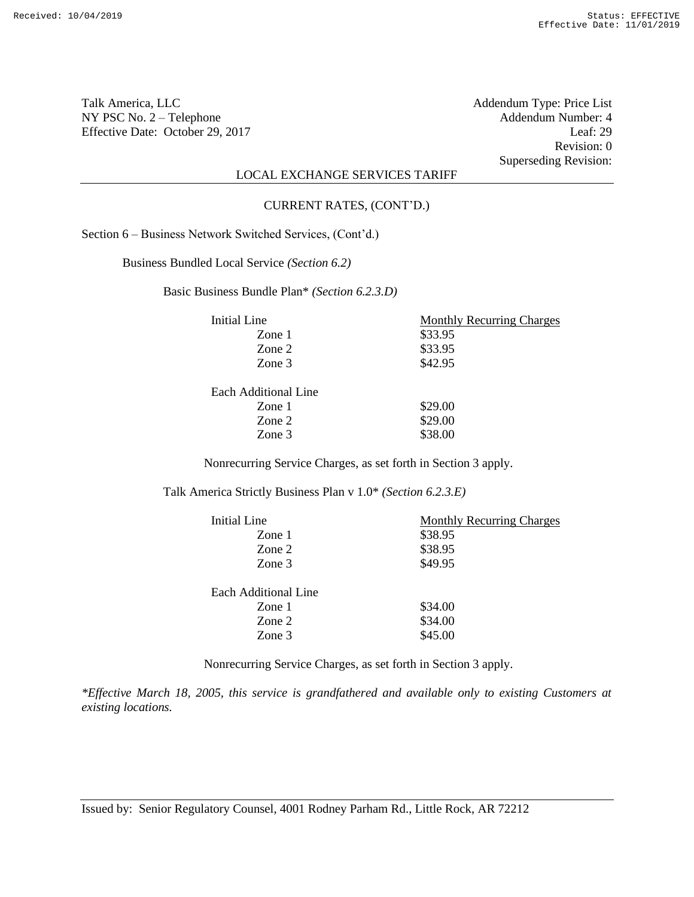Talk America, LLC
NY PSC No. 2 – Telephone
Effective Date: October 29, 2017

Addendum Type: Price List
Addendum Number: 4
Leaf: 29
Revision: 0
Superseding Revision:

LOCAL EXCHANGE SERVICES TARIFF

CURRENT RATES, (CONT'D.)

Section 6 – Business Network Switched Services, (Cont'd.)

Business Bundled Local Service *(Section 6.2)*

Basic Business Bundle Plan* *(Section 6.2.3.D)*

| Initial Line | Monthly Recurring Charges |
|---|---|
| Zone 1 | $33.95 |
| Zone 2 | $33.95 |
| Zone 3 | $42.95 |
| **Each Additional Line** | |
| Zone 1 | $29.00 |
| Zone 2 | $29.00 |
| Zone 3 | $38.00 |

Nonrecurring Service Charges, as set forth in Section 3 apply.

Talk America Strictly Business Plan v 1.0* *(Section 6.2.3.E)*

| Initial Line | Monthly Recurring Charges |
|---|---|
| Zone 1 | $38.95 |
| Zone 2 | $38.95 |
| Zone 3 | $49.95 |
| **Each Additional Line** | |
| Zone 1 | $34.00 |
| Zone 2 | $34.00 |
| Zone 3 | $45.00 |

Nonrecurring Service Charges, as set forth in Section 3 apply.

*\*Effective March 18, 2005, this service is grandfathered and available only to existing Customers at existing locations.*

Issued by: Senior Regulatory Counsel, 4001 Rodney Parham Rd., Little Rock, AR 72212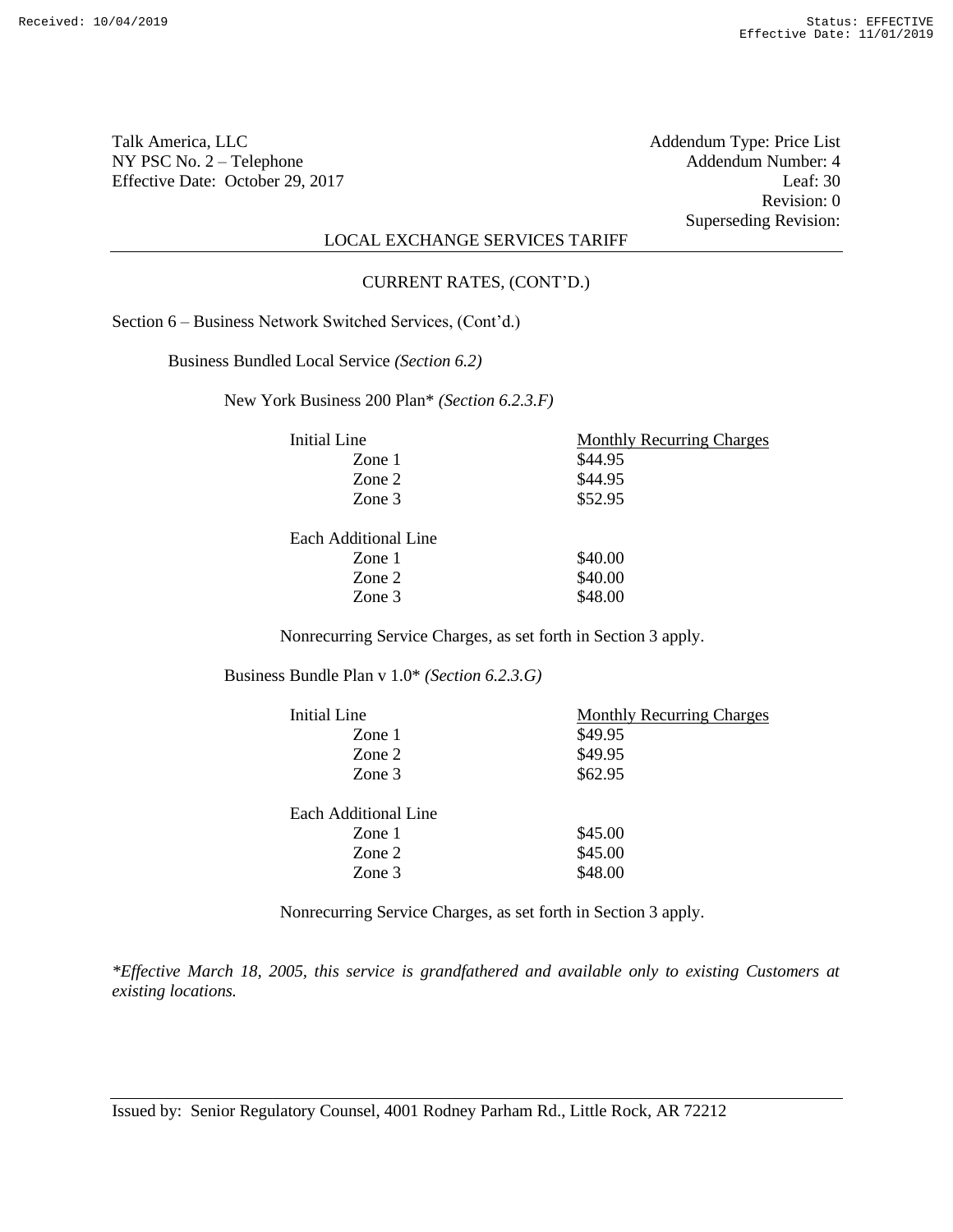Talk America, LLC
NY PSC No. 2 – Telephone
Effective Date: October 29, 2017

Addendum Type: Price List
Addendum Number: 4
Leaf: 30
Revision: 0
Superseding Revision:

LOCAL EXCHANGE SERVICES TARIFF

CURRENT RATES, (CONT'D.)

Section 6 – Business Network Switched Services, (Cont'd.)

Business Bundled Local Service *(Section 6.2)*

New York Business 200 Plan* *(Section 6.2.3.F)*

| Initial Line | Monthly Recurring Charges |
|---|---|
| Zone 1 | $44.95 |
| Zone 2 | $44.95 |
| Zone 3 | $52.95 |
| **Each Additional Line** | |
| Zone 1 | $40.00 |
| Zone 2 | $40.00 |
| Zone 3 | $48.00 |

Nonrecurring Service Charges, as set forth in Section 3 apply.

Business Bundle Plan v 1.0* *(Section 6.2.3.G)*

| Initial Line | Monthly Recurring Charges |
|---|---|
| Zone 1 | $49.95 |
| Zone 2 | $49.95 |
| Zone 3 | $62.95 |
| **Each Additional Line** | |
| Zone 1 | $45.00 |
| Zone 2 | $45.00 |
| Zone 3 | $48.00 |

Nonrecurring Service Charges, as set forth in Section 3 apply.

*\*Effective March 18, 2005, this service is grandfathered and available only to existing Customers at existing locations.*

Issued by: Senior Regulatory Counsel, 4001 Rodney Parham Rd., Little Rock, AR 72212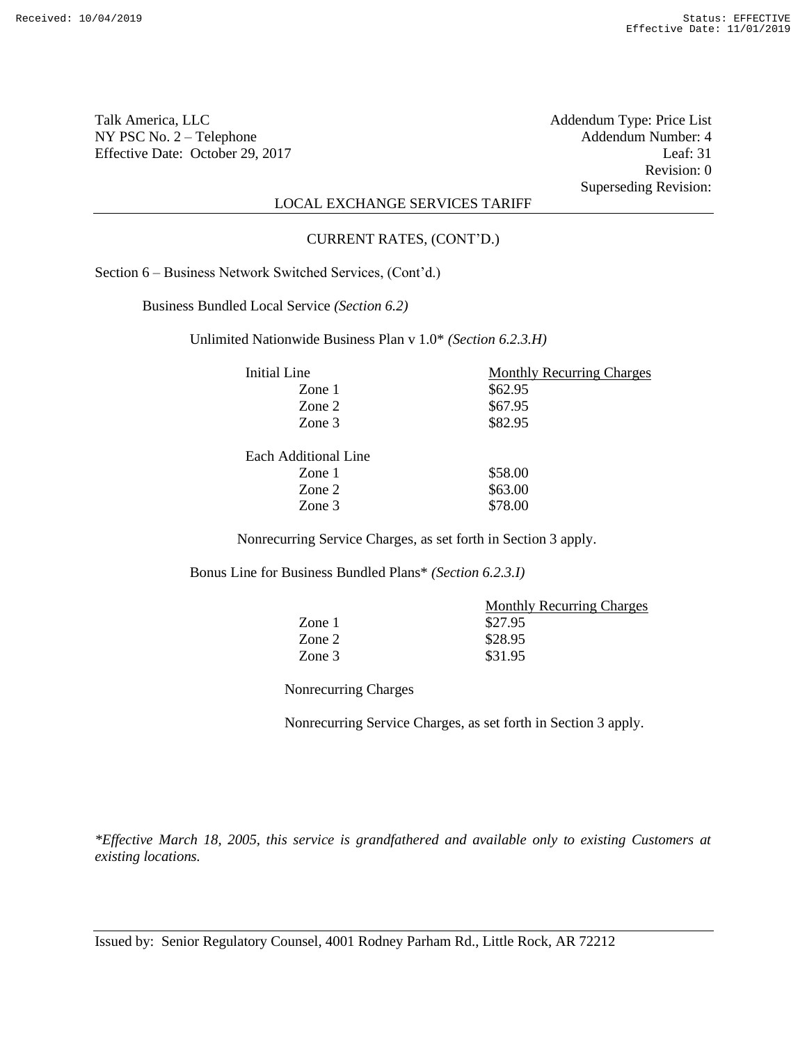Talk America, LLC
NY PSC No. 2 – Telephone
Effective Date: October 29, 2017

Addendum Type: Price List
Addendum Number: 4
Leaf: 31
Revision: 0
Superseding Revision:

LOCAL EXCHANGE SERVICES TARIFF

CURRENT RATES, (CONT'D.)

Section 6 – Business Network Switched Services, (Cont'd.)

Business Bundled Local Service *(Section 6.2)*

Unlimited Nationwide Business Plan v 1.0* *(Section 6.2.3.H)*

| Initial Line | Monthly Recurring Charges |
|---|---|
| Zone 1 | $62.95 |
| Zone 2 | $67.95 |
| Zone 3 | $82.95 |
| **Each Additional Line** | |
| Zone 1 | $58.00 |
| Zone 2 | $63.00 |
| Zone 3 | $78.00 |

Nonrecurring Service Charges, as set forth in Section 3 apply.

Bonus Line for Business Bundled Plans* *(Section 6.2.3.I)*

| | Monthly Recurring Charges |
|---|---|
| Zone 1 | $27.95 |
| Zone 2 | $28.95 |
| Zone 3 | $31.95 |

Nonrecurring Charges

Nonrecurring Service Charges, as set forth in Section 3 apply.

*\*Effective March 18, 2005, this service is grandfathered and available only to existing Customers at existing locations.*

Issued by: Senior Regulatory Counsel, 4001 Rodney Parham Rd., Little Rock, AR 72212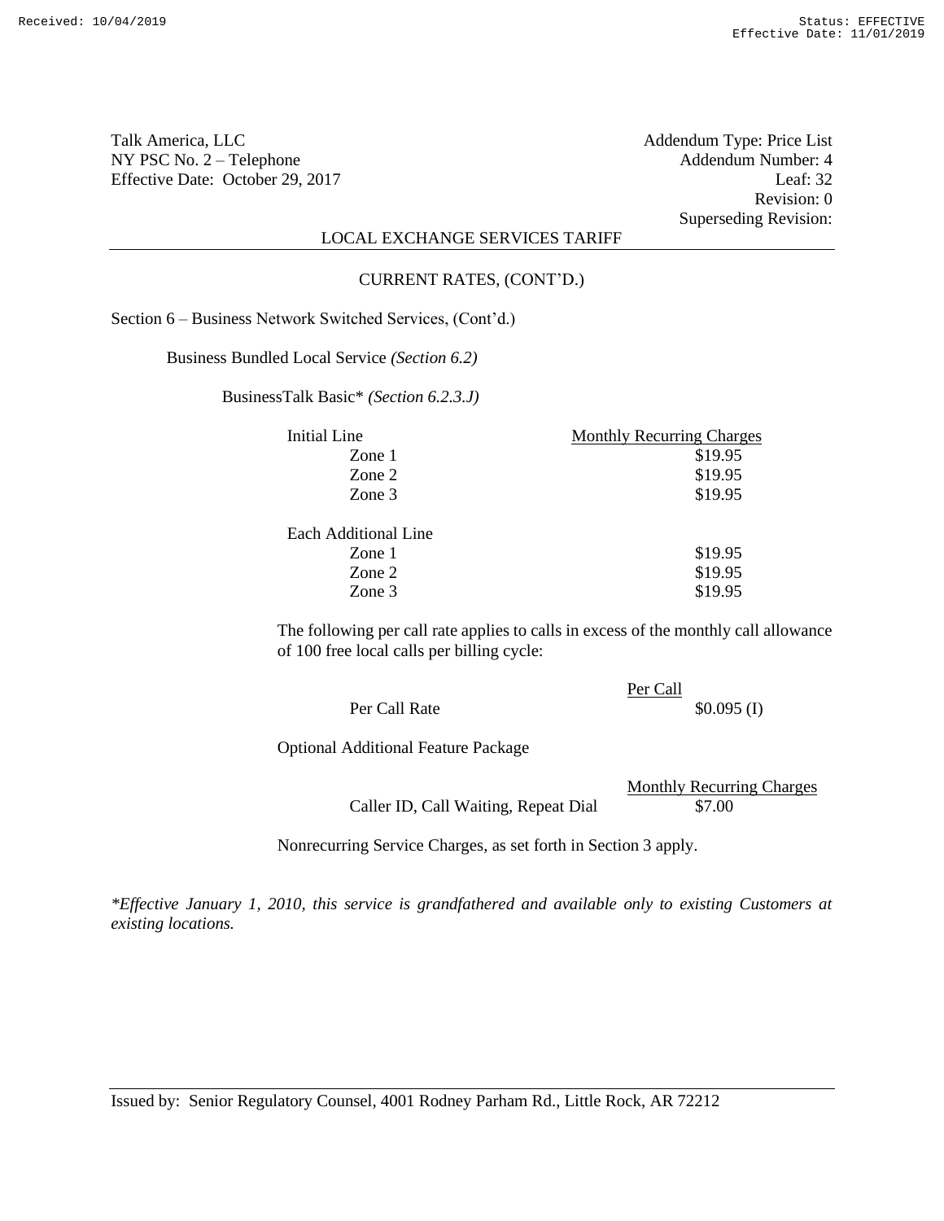Talk America, LLC
NY PSC No. 2 – Telephone
Effective Date: October 29, 2017

Addendum Type: Price List
Addendum Number: 4
Leaf: 32
Revision: 0
Superseding Revision:

LOCAL EXCHANGE SERVICES TARIFF

CURRENT RATES, (CONT'D.)

Section 6 – Business Network Switched Services, (Cont'd.)

Business Bundled Local Service *(Section 6.2)*

BusinessTalk Basic* *(Section 6.2.3.J)*

| Initial Line | Monthly Recurring Charges |
|---|---|
| Zone 1 | $19.95 |
| Zone 2 | $19.95 |
| Zone 3 | $19.95 |
| **Each Additional Line** | |
| Zone 1 | $19.95 |
| Zone 2 | $19.95 |
| Zone 3 | $19.95 |

The following per call rate applies to calls in excess of the monthly call allowance of 100 free local calls per billing cycle:

| | Per Call |
|---|---|
| Per Call Rate | $0.095 (I) |

Optional Additional Feature Package

| | Monthly Recurring Charges |
|---|---|
| Caller ID, Call Waiting, Repeat Dial | $7.00 |

Nonrecurring Service Charges, as set forth in Section 3 apply.

*\*Effective January 1, 2010, this service is grandfathered and available only to existing Customers at existing locations.*

Issued by: Senior Regulatory Counsel, 4001 Rodney Parham Rd., Little Rock, AR 72212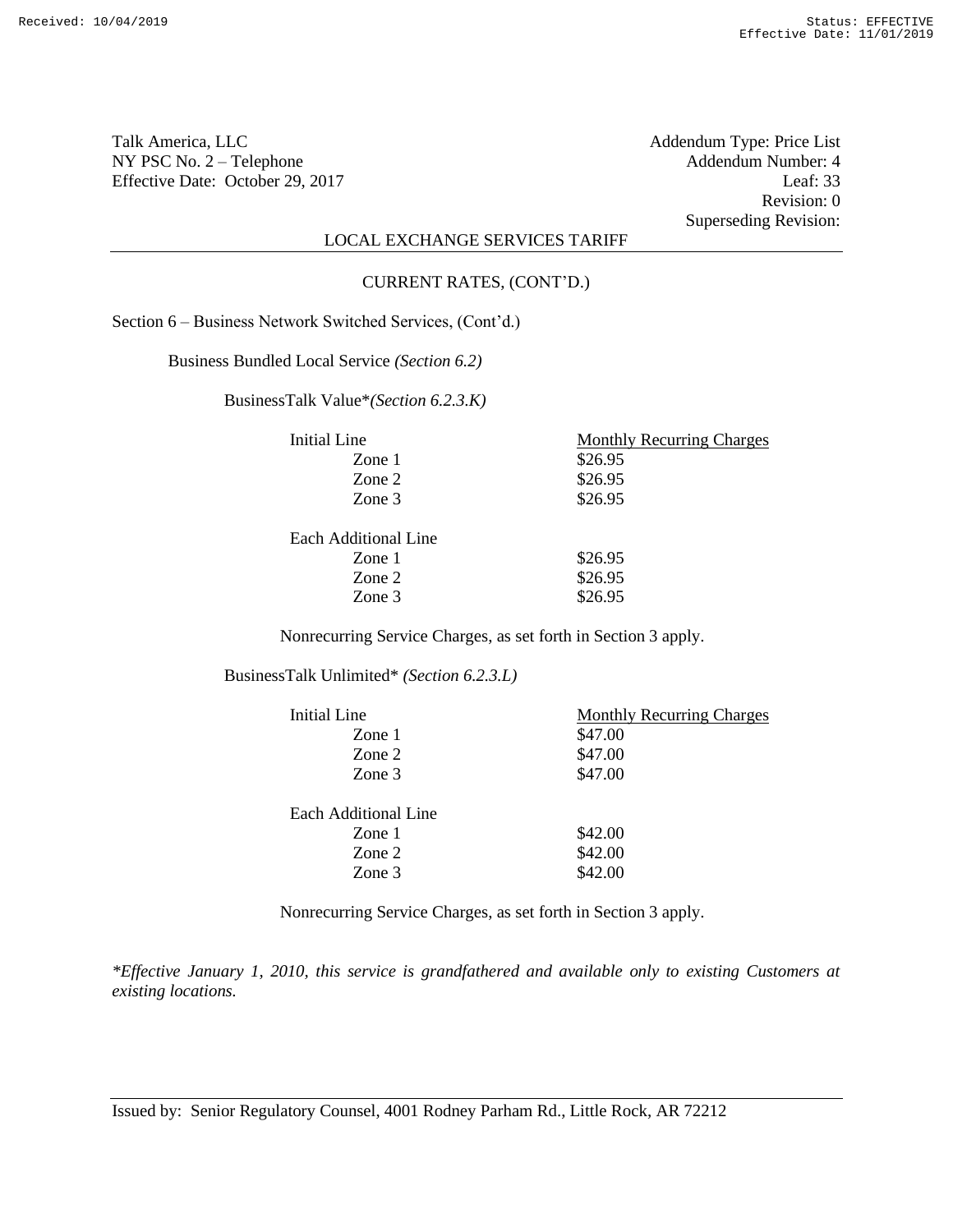Talk America, LLC
NY PSC No. 2 – Telephone
Effective Date: October 29, 2017

Addendum Type: Price List
Addendum Number: 4
Leaf: 33
Revision: 0
Superseding Revision:

LOCAL EXCHANGE SERVICES TARIFF

CURRENT RATES, (CONT'D.)

Section 6 – Business Network Switched Services, (Cont'd.)

Business Bundled Local Service *(Section 6.2)*

BusinessTalk Value**(Section 6.2.3.K)*

| Initial Line | Monthly Recurring Charges |
|---|---|
| Zone 1 | $26.95 |
| Zone 2 | $26.95 |
| Zone 3 | $26.95 |
| Each Additional Line | |
| Zone 1 | $26.95 |
| Zone 2 | $26.95 |
| Zone 3 | $26.95 |

Nonrecurring Service Charges, as set forth in Section 3 apply.

BusinessTalk Unlimited* *(Section 6.2.3.L)*

| Initial Line | Monthly Recurring Charges |
|---|---|
| Zone 1 | $47.00 |
| Zone 2 | $47.00 |
| Zone 3 | $47.00 |
| Each Additional Line | |
| Zone 1 | $42.00 |
| Zone 2 | $42.00 |
| Zone 3 | $42.00 |

Nonrecurring Service Charges, as set forth in Section 3 apply.

**Effective January 1, 2010, this service is grandfathered and available only to existing Customers at existing locations.*

Issued by: Senior Regulatory Counsel, 4001 Rodney Parham Rd., Little Rock, AR 72212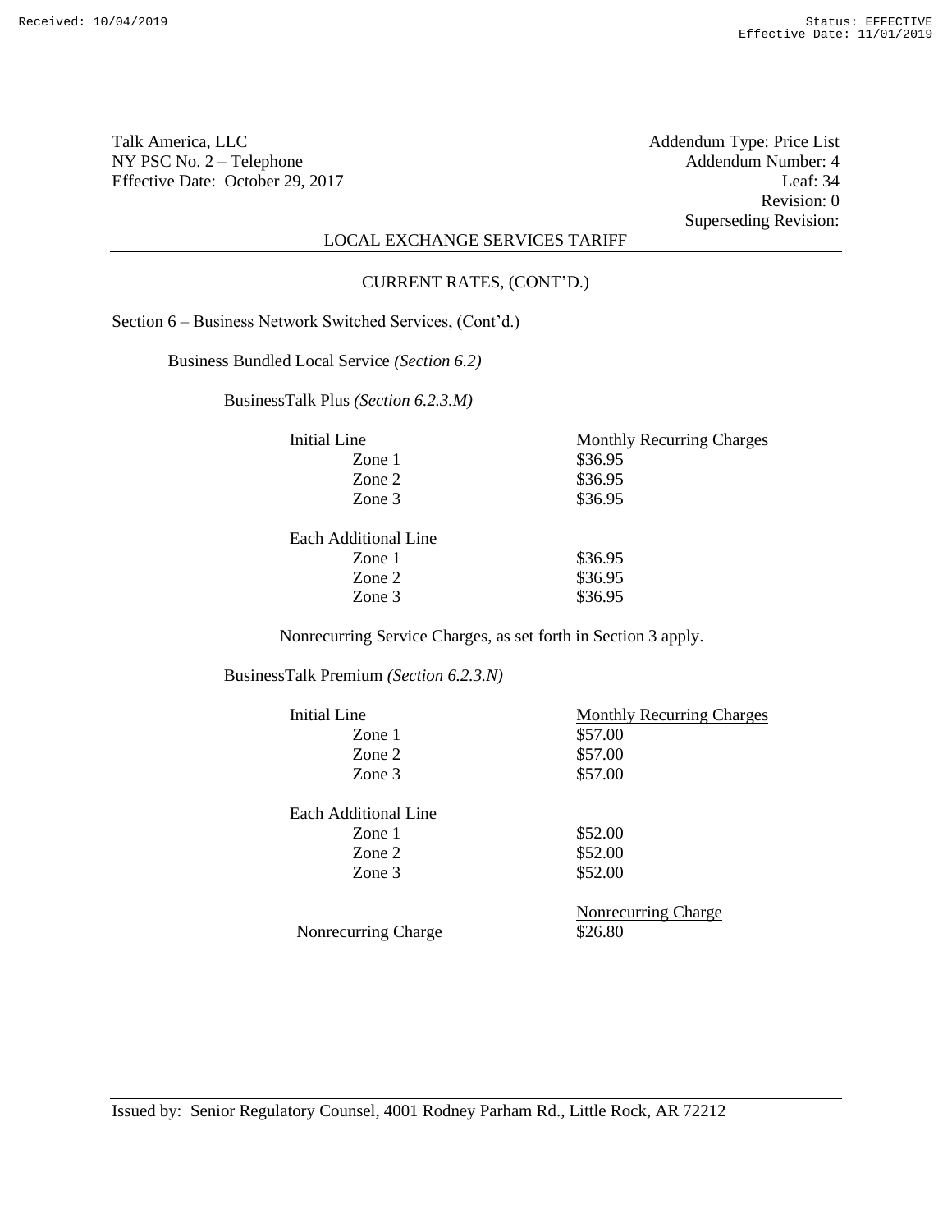Talk America, LLC
NY PSC No. 2 – Telephone
Effective Date: October 29, 2017

Addendum Type: Price List
Addendum Number: 4
Leaf: 34
Revision: 0
Superseding Revision:

LOCAL EXCHANGE SERVICES TARIFF

CURRENT RATES, (CONT'D.)

Section 6 – Business Network Switched Services, (Cont'd.)

Business Bundled Local Service *(Section 6.2)*

BusinessTalk Plus *(Section 6.2.3.M)*

| Initial Line | Monthly Recurring Charges |
|---|---|
| Zone 1 | \$36.95 |
| Zone 2 | \$36.95 |
| Zone 3 | \$36.95 |
| **Each Additional Line** | |
| Zone 1 | \$36.95 |
| Zone 2 | \$36.95 |
| Zone 3 | \$36.95 |

Nonrecurring Service Charges, as set forth in Section 3 apply.

BusinessTalk Premium *(Section 6.2.3.N)*

| Initial Line | Monthly Recurring Charges |
|---|---|
| Zone 1 | \$57.00 |
| Zone 2 | \$57.00 |
| Zone 3 | \$57.00 |
| **Each Additional Line** | |
| Zone 1 | \$52.00 |
| Zone 2 | \$52.00 |
| Zone 3 | \$52.00 |

| | Nonrecurring Charge |
|---|---|
| Nonrecurring Charge | \$26.80 |

Issued by: Senior Regulatory Counsel, 4001 Rodney Parham Rd., Little Rock, AR 72212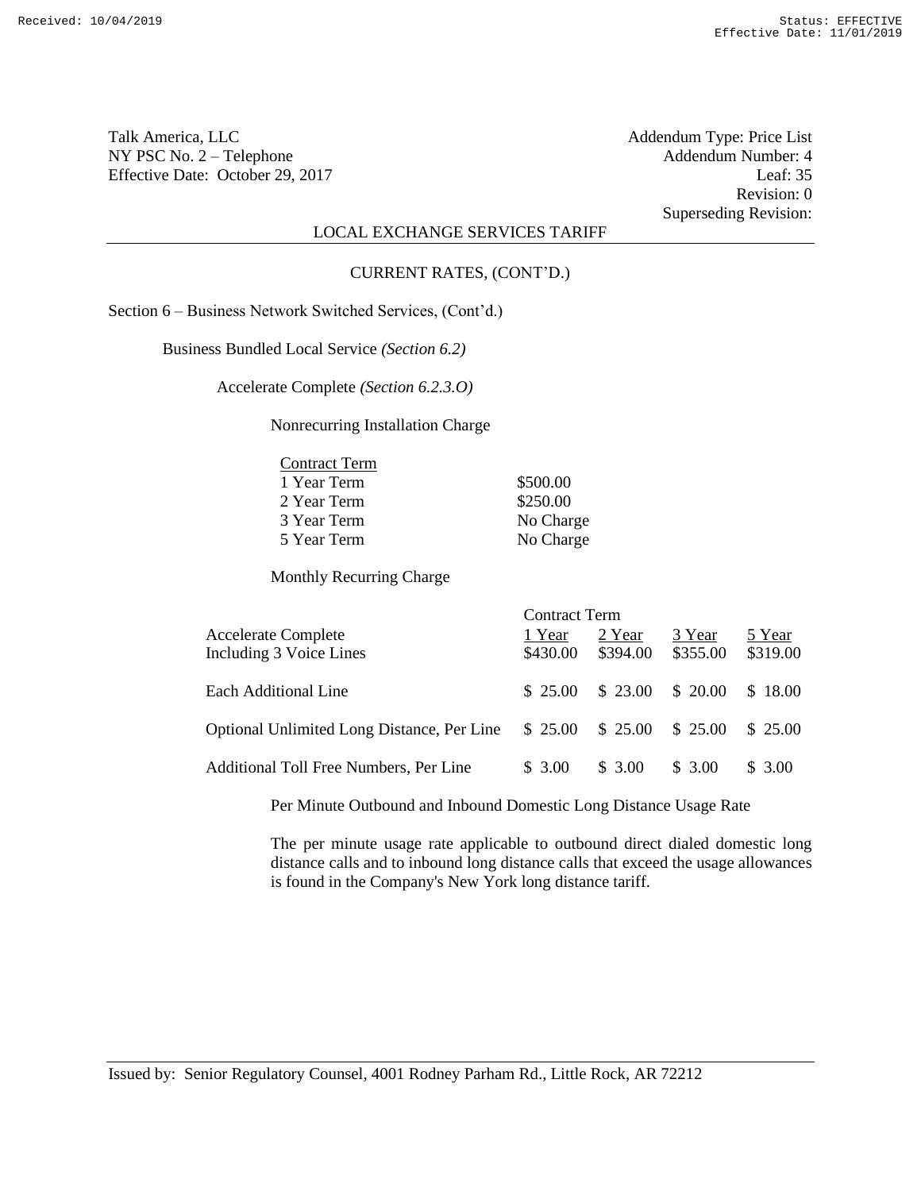Talk America, LLC
NY PSC No. 2 – Telephone
Effective Date: October 29, 2017

Addendum Type: Price List
Addendum Number: 4
Leaf: 35
Revision: 0
Superseding Revision:

LOCAL EXCHANGE SERVICES TARIFF

CURRENT RATES, (CONT'D.)

Section 6 – Business Network Switched Services, (Cont'd.)

Business Bundled Local Service *(Section 6.2)*

Accelerate Complete *(Section 6.2.3.O)*

Nonrecurring Installation Charge

| Contract Term | |
|---|---|
| 1 Year Term | $500.00 |
| 2 Year Term | $250.00 |
| 3 Year Term | No Charge |
| 5 Year Term | No Charge |

Monthly Recurring Charge

| | Contract Term | | | |
|---|---|---|---|---|
| Accelerate Complete Including 3 Voice Lines | 1 Year $430.00 | 2 Year $394.00 | 3 Year $355.00 | 5 Year $319.00 |
| Each Additional Line | $ 25.00 | $ 23.00 | $ 20.00 | $ 18.00 |
| Optional Unlimited Long Distance, Per Line | $ 25.00 | $ 25.00 | $ 25.00 | $ 25.00 |
| Additional Toll Free Numbers, Per Line | $ 3.00 | $ 3.00 | $ 3.00 | $ 3.00 |

Per Minute Outbound and Inbound Domestic Long Distance Usage Rate

The per minute usage rate applicable to outbound direct dialed domestic long distance calls and to inbound long distance calls that exceed the usage allowances is found in the Company's New York long distance tariff.

Issued by: Senior Regulatory Counsel, 4001 Rodney Parham Rd., Little Rock, AR 72212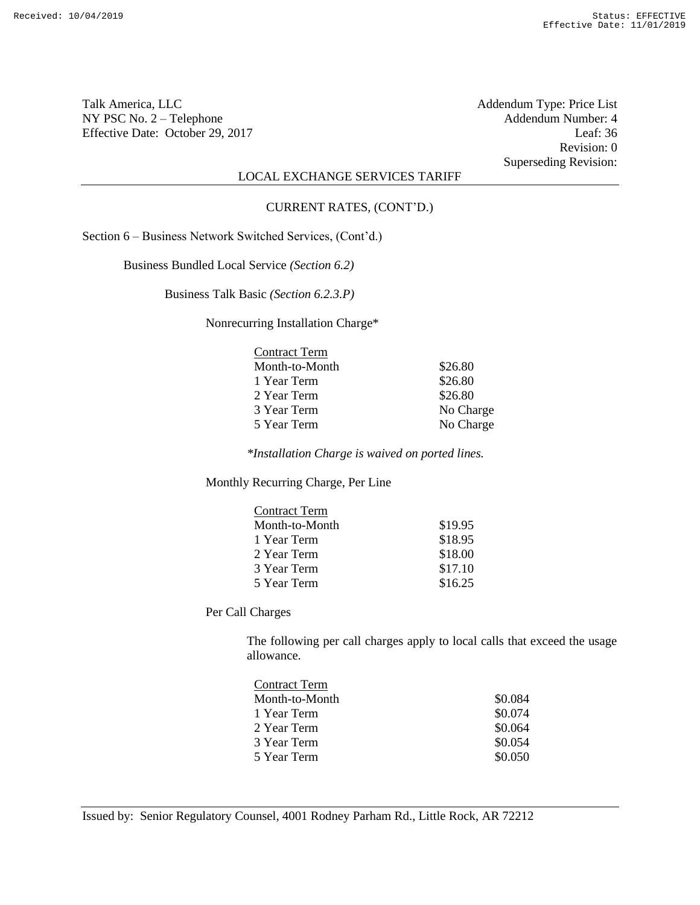Talk America, LLC
NY PSC No. 2 – Telephone
Effective Date: October 29, 2017

Addendum Type: Price List
Addendum Number: 4
Leaf: 36
Revision: 0
Superseding Revision:

LOCAL EXCHANGE SERVICES TARIFF

CURRENT RATES, (CONT'D.)

Section 6 – Business Network Switched Services, (Cont'd.)

Business Bundled Local Service *(Section 6.2)*

Business Talk Basic *(Section 6.2.3.P)*

Nonrecurring Installation Charge*

| Contract Term | |
|---|---|
| Month-to-Month | $26.80 |
| 1 Year Term | $26.80 |
| 2 Year Term | $26.80 |
| 3 Year Term | No Charge |
| 5 Year Term | No Charge |

*\*Installation Charge is waived on ported lines.*

Monthly Recurring Charge, Per Line

| Contract Term | |
|---|---|
| Month-to-Month | $19.95 |
| 1 Year Term | $18.95 |
| 2 Year Term | $18.00 |
| 3 Year Term | $17.10 |
| 5 Year Term | $16.25 |

Per Call Charges

The following per call charges apply to local calls that exceed the usage allowance.

| Contract Term | |
|---|---|
| Month-to-Month | $0.084 |
| 1 Year Term | $0.074 |
| 2 Year Term | $0.064 |
| 3 Year Term | $0.054 |
| 5 Year Term | $0.050 |

Issued by: Senior Regulatory Counsel, 4001 Rodney Parham Rd., Little Rock, AR 72212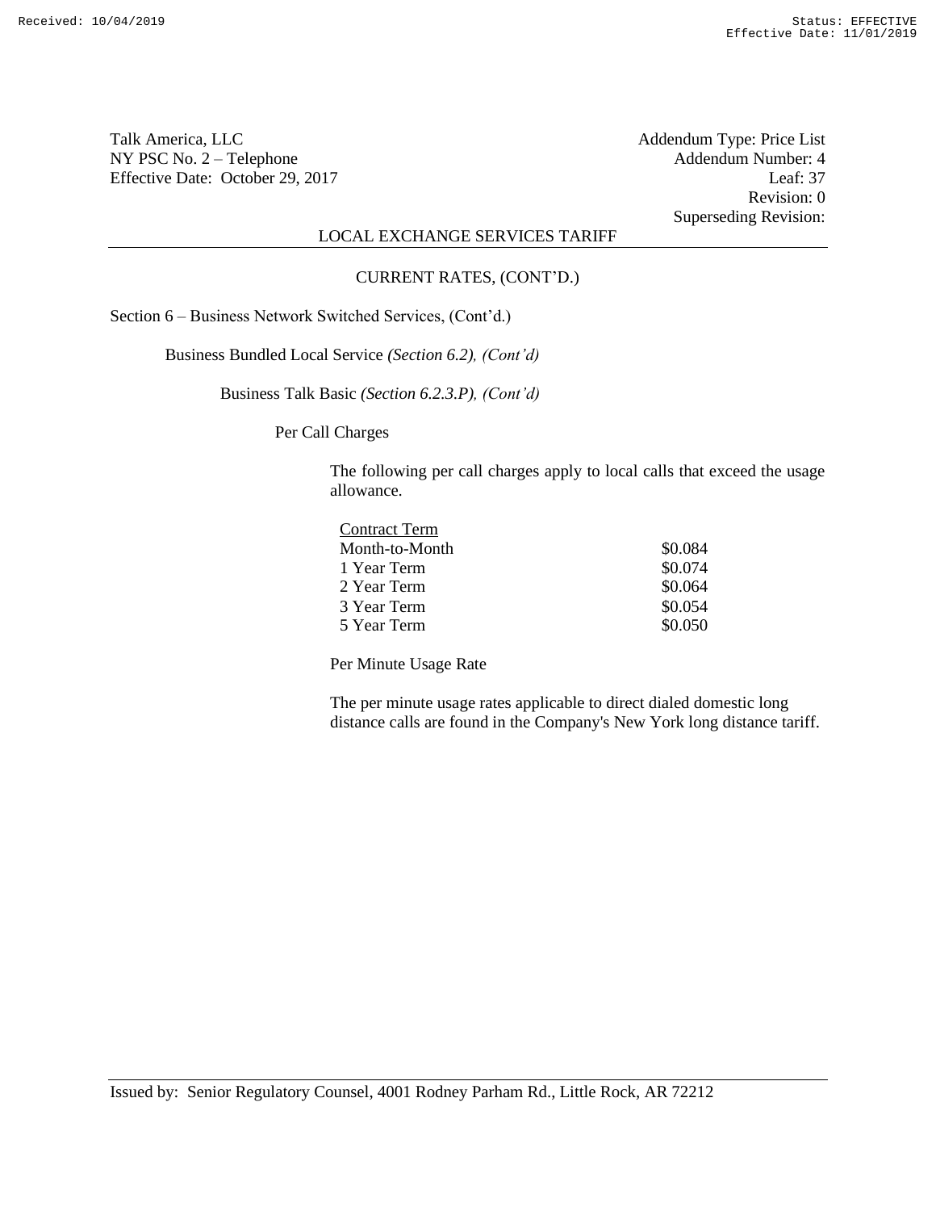LOCAL EXCHANGE SERVICES TARIFF

CURRENT RATES, (CONT'D.)

Section 6 – Business Network Switched Services, (Cont'd.)

Business Bundled Local Service *(Section 6.2), (Cont'd)*

Business Talk Basic *(Section 6.2.3.P), (Cont'd)*

Per Call Charges

The following per call charges apply to local calls that exceed the usage allowance.

| Contract Term | |
|---|---|
| Month-to-Month | \$0.084 |
| 1 Year Term | \$0.074 |
| 2 Year Term | \$0.064 |
| 3 Year Term | \$0.054 |
| 5 Year Term | \$0.050 |

Per Minute Usage Rate

The per minute usage rates applicable to direct dialed domestic long distance calls are found in the Company's New York long distance tariff.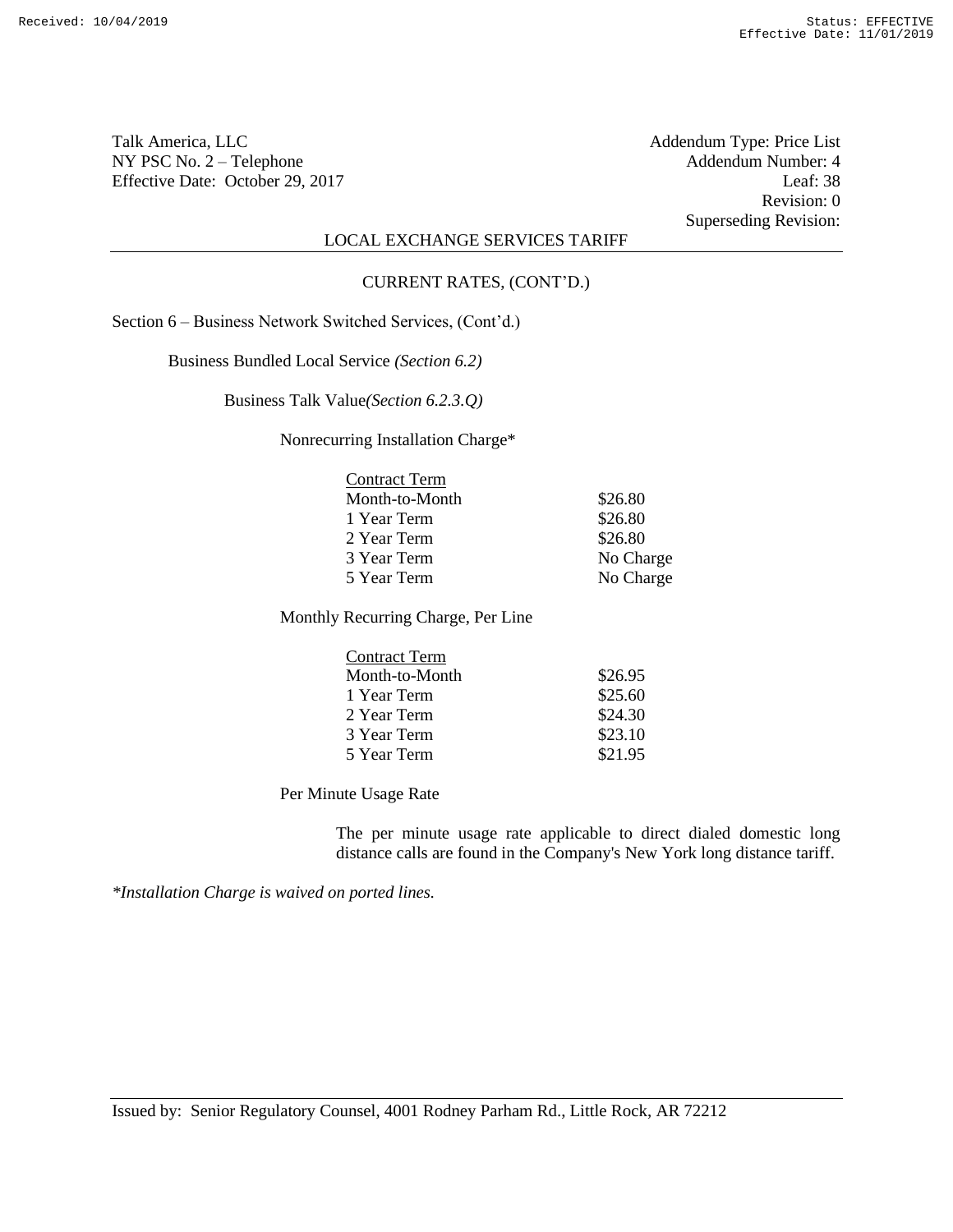Talk America, LLC
NY PSC No. 2 – Telephone
Effective Date: October 29, 2017

Addendum Type: Price List
Addendum Number: 4
Leaf: 38
Revision: 0
Superseding Revision:

LOCAL EXCHANGE SERVICES TARIFF

CURRENT RATES, (CONT'D.)

Section 6 – Business Network Switched Services, (Cont'd.)

Business Bundled Local Service *(Section 6.2)*

Business Talk Value*(Section 6.2.3.Q)*

Nonrecurring Installation Charge*

| Contract Term | |
|---|---|
| Month-to-Month | $26.80 |
| 1 Year Term | $26.80 |
| 2 Year Term | $26.80 |
| 3 Year Term | No Charge |
| 5 Year Term | No Charge |

Monthly Recurring Charge, Per Line

| Contract Term | |
|---|---|
| Month-to-Month | $26.95 |
| 1 Year Term | $25.60 |
| 2 Year Term | $24.30 |
| 3 Year Term | $23.10 |
| 5 Year Term | $21.95 |

Per Minute Usage Rate

The per minute usage rate applicable to direct dialed domestic long distance calls are found in the Company's New York long distance tariff.

*\*Installation Charge is waived on ported lines.*

Issued by: Senior Regulatory Counsel, 4001 Rodney Parham Rd., Little Rock, AR 72212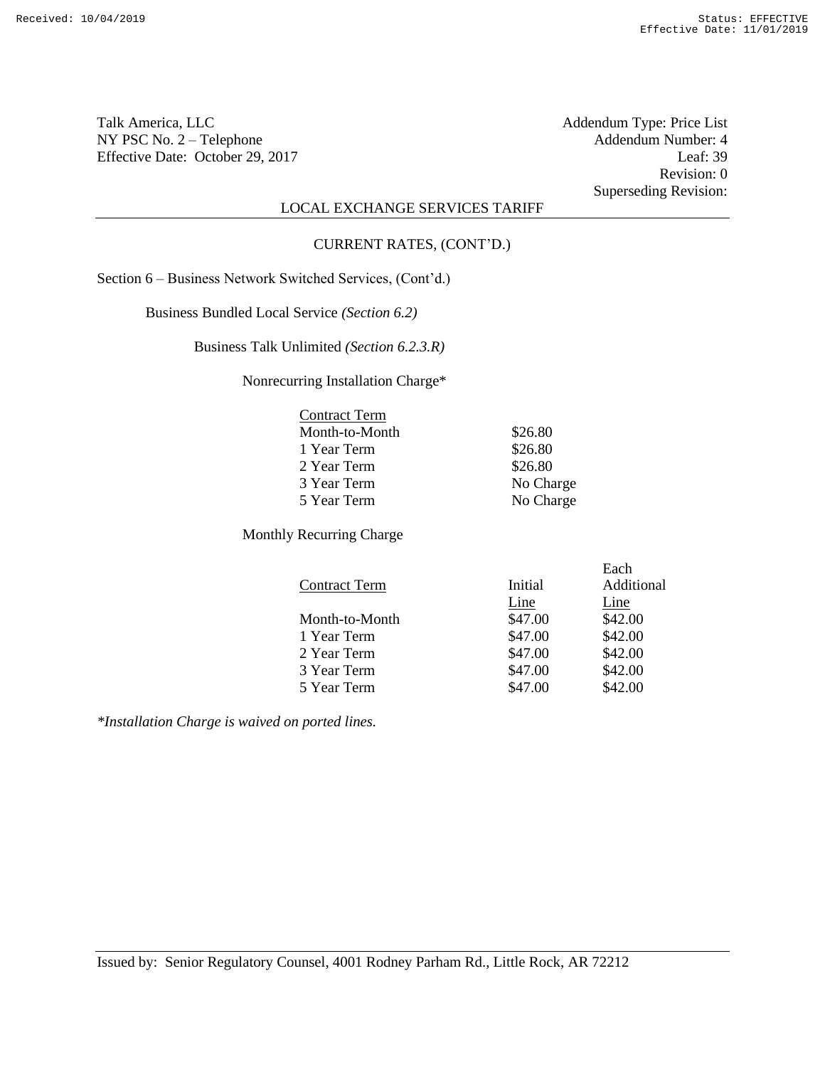Talk America, LLC
NY PSC No. 2 – Telephone
Effective Date: October 29, 2017

Addendum Type: Price List
Addendum Number: 4
Leaf: 39
Revision: 0
Superseding Revision:

LOCAL EXCHANGE SERVICES TARIFF

CURRENT RATES, (CONT'D.)

Section 6 – Business Network Switched Services, (Cont'd.)

Business Bundled Local Service *(Section 6.2)*

Business Talk Unlimited *(Section 6.2.3.R)*

Nonrecurring Installation Charge*

| Contract Term | |
|---|---|
| Month-to-Month | $26.80 |
| 1 Year Term | $26.80 |
| 2 Year Term | $26.80 |
| 3 Year Term | No Charge |
| 5 Year Term | No Charge |

Monthly Recurring Charge

| Contract Term | Initial Line | Each Additional Line |
|---|---|---|
| Month-to-Month | $47.00 | $42.00 |
| 1 Year Term | $47.00 | $42.00 |
| 2 Year Term | $47.00 | $42.00 |
| 3 Year Term | $47.00 | $42.00 |
| 5 Year Term | $47.00 | $42.00 |

*\*Installation Charge is waived on ported lines.*

Issued by: Senior Regulatory Counsel, 4001 Rodney Parham Rd., Little Rock, AR 72212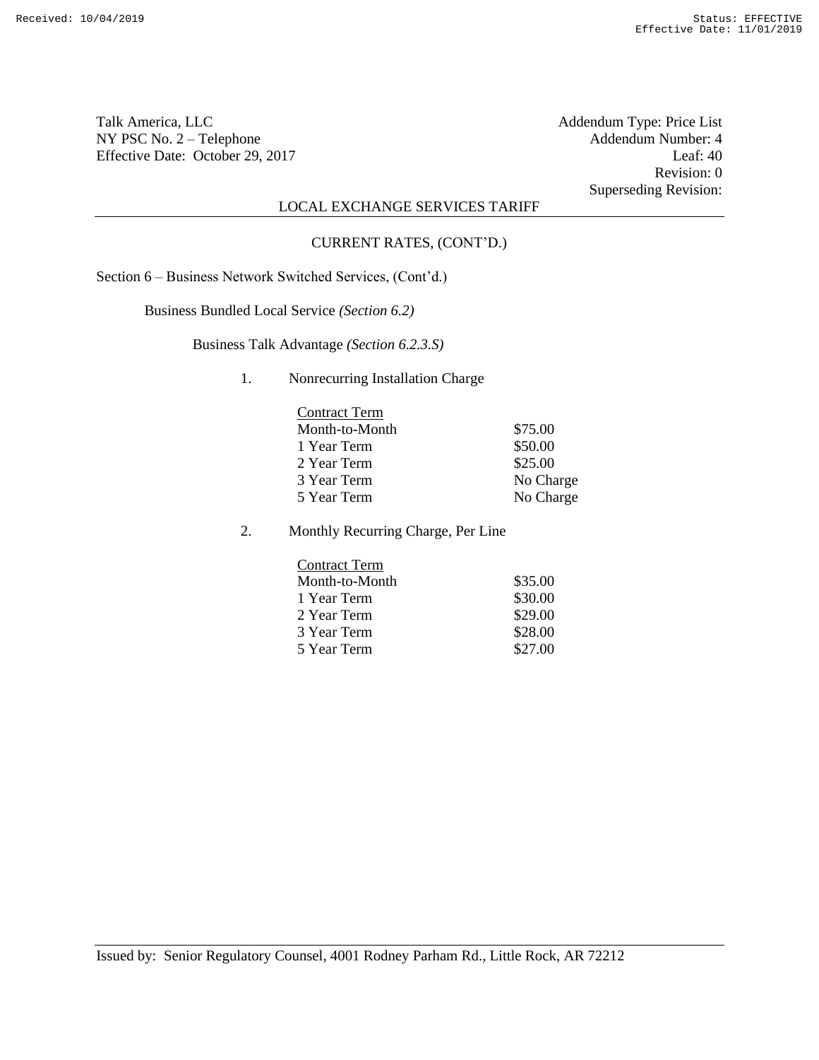Talk America, LLC
NY PSC No. 2 – Telephone
Effective Date: October 29, 2017

Addendum Type: Price List
Addendum Number: 4
Leaf: 40
Revision: 0
Superseding Revision:

LOCAL EXCHANGE SERVICES TARIFF

CURRENT RATES, (CONT'D.)

Section 6 – Business Network Switched Services, (Cont'd.)

Business Bundled Local Service *(Section 6.2)*

Business Talk Advantage *(Section 6.2.3.S)*

1. Nonrecurring Installation Charge

| Contract Term | |
|---|---|
| Month-to-Month | $75.00 |
| 1 Year Term | $50.00 |
| 2 Year Term | $25.00 |
| 3 Year Term | No Charge |
| 5 Year Term | No Charge |

2. Monthly Recurring Charge, Per Line

| Contract Term | |
|---|---|
| Month-to-Month | $35.00 |
| 1 Year Term | $30.00 |
| 2 Year Term | $29.00 |
| 3 Year Term | $28.00 |
| 5 Year Term | $27.00 |

Issued by: Senior Regulatory Counsel, 4001 Rodney Parham Rd., Little Rock, AR 72212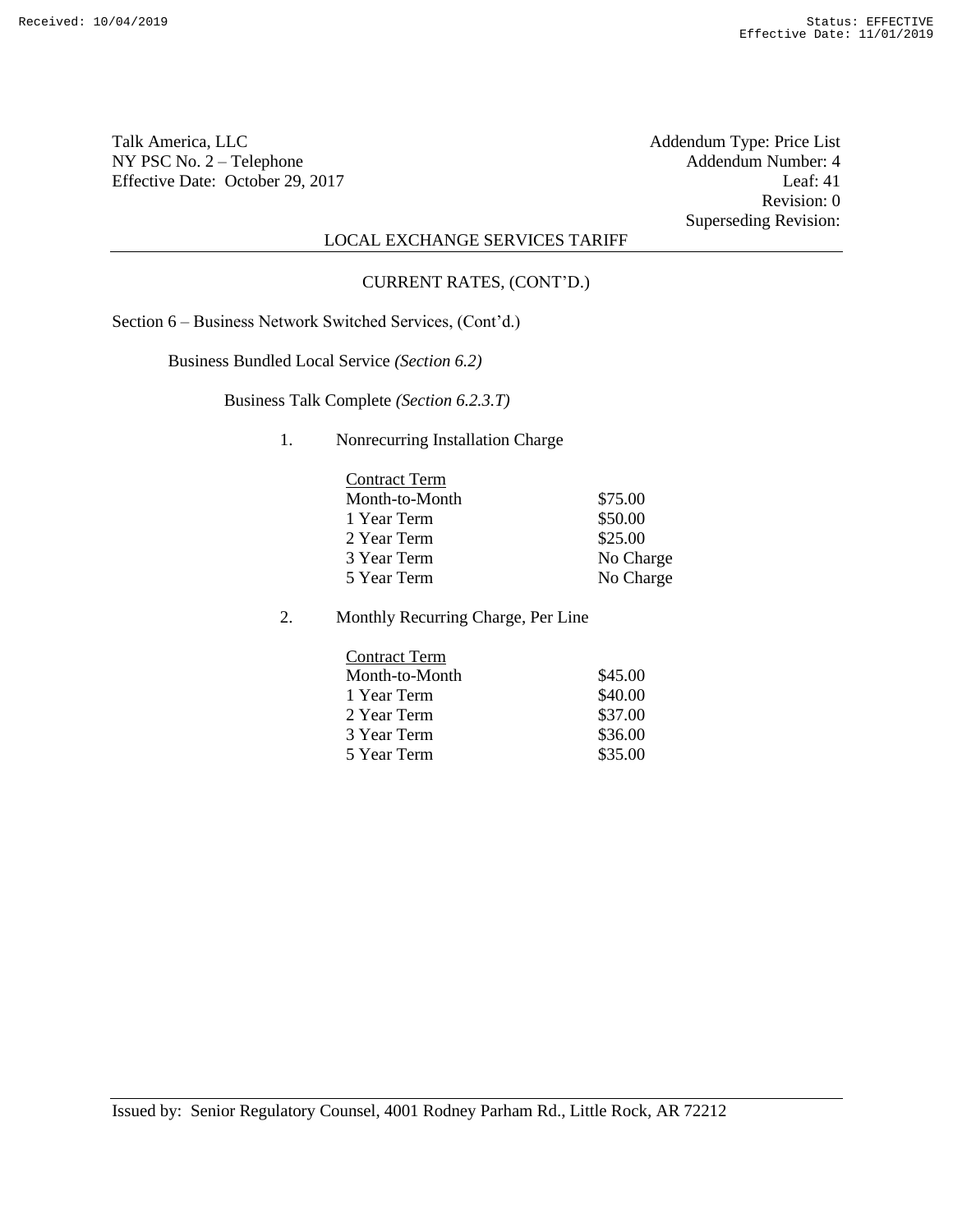Talk America, LLC
NY PSC No. 2 – Telephone
Effective Date: October 29, 2017

Addendum Type: Price List
Addendum Number: 4
Leaf: 41
Revision: 0
Superseding Revision:

LOCAL EXCHANGE SERVICES TARIFF

CURRENT RATES, (CONT'D.)

Section 6 – Business Network Switched Services, (Cont'd.)

Business Bundled Local Service *(Section 6.2)*

Business Talk Complete *(Section 6.2.3.T)*

1. Nonrecurring Installation Charge

| Contract Term | |
|---|---|
| Month-to-Month | $75.00 |
| 1 Year Term | $50.00 |
| 2 Year Term | $25.00 |
| 3 Year Term | No Charge |
| 5 Year Term | No Charge |

2. Monthly Recurring Charge, Per Line

| Contract Term | |
|---|---|
| Month-to-Month | $45.00 |
| 1 Year Term | $40.00 |
| 2 Year Term | $37.00 |
| 3 Year Term | $36.00 |
| 5 Year Term | $35.00 |

Issued by: Senior Regulatory Counsel, 4001 Rodney Parham Rd., Little Rock, AR 72212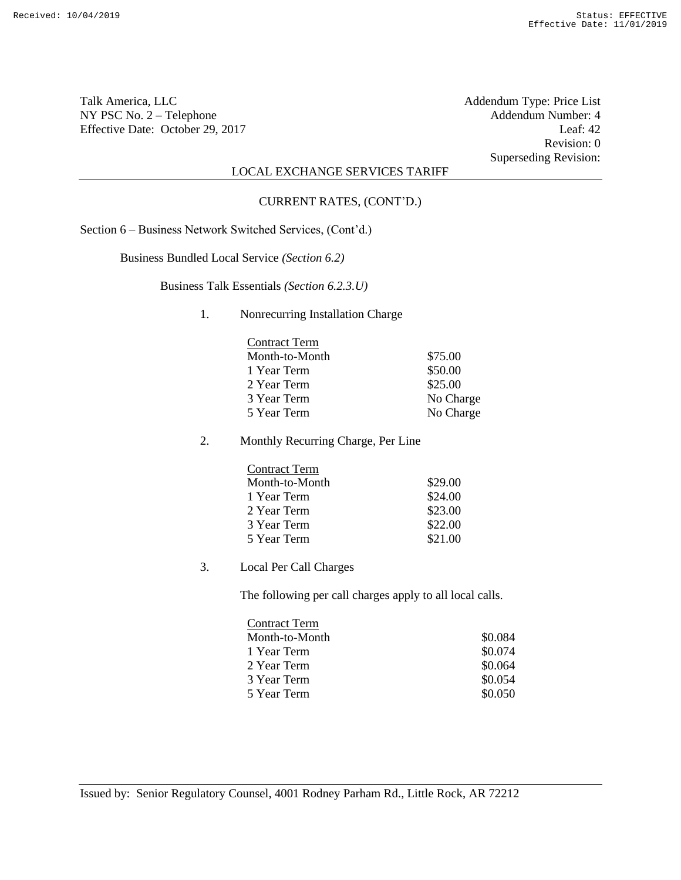Talk America, LLC
NY PSC No. 2 – Telephone
Effective Date: October 29, 2017

Addendum Type: Price List
Addendum Number: 4
Leaf: 42
Revision: 0
Superseding Revision:

LOCAL EXCHANGE SERVICES TARIFF

CURRENT RATES, (CONT'D.)

Section 6 – Business Network Switched Services, (Cont'd.)

Business Bundled Local Service *(Section 6.2)*

Business Talk Essentials *(Section 6.2.3.U)*

1. Nonrecurring Installation Charge

| Contract Term | |
|---|---|
| Month-to-Month | $75.00 |
| 1 Year Term | $50.00 |
| 2 Year Term | $25.00 |
| 3 Year Term | No Charge |
| 5 Year Term | No Charge |

2. Monthly Recurring Charge, Per Line

| Contract Term | |
|---|---|
| Month-to-Month | $29.00 |
| 1 Year Term | $24.00 |
| 2 Year Term | $23.00 |
| 3 Year Term | $22.00 |
| 5 Year Term | $21.00 |

3. Local Per Call Charges

The following per call charges apply to all local calls.

| Contract Term | |
|---|---|
| Month-to-Month | $0.084 |
| 1 Year Term | $0.074 |
| 2 Year Term | $0.064 |
| 3 Year Term | $0.054 |
| 5 Year Term | $0.050 |

Issued by: Senior Regulatory Counsel, 4001 Rodney Parham Rd., Little Rock, AR 72212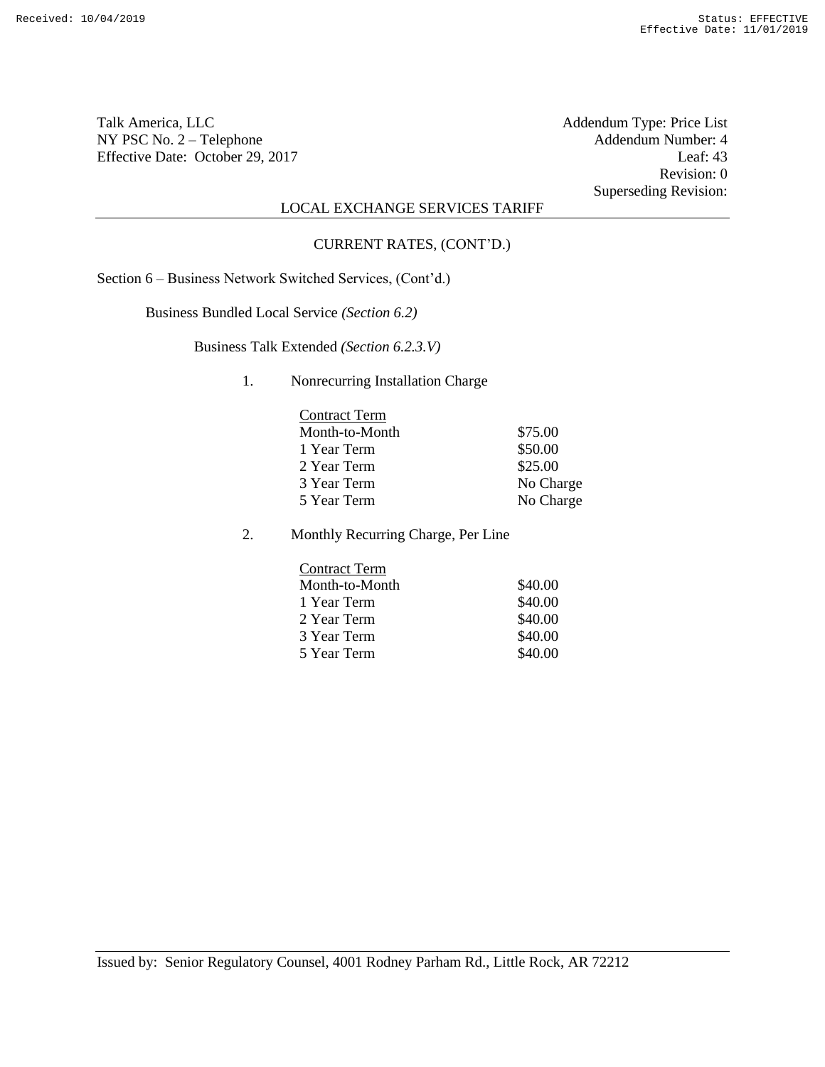Talk America, LLC
NY PSC No. 2 – Telephone
Effective Date: October 29, 2017

Addendum Type: Price List
Addendum Number: 4
Leaf: 43
Revision: 0
Superseding Revision:

LOCAL EXCHANGE SERVICES TARIFF

CURRENT RATES, (CONT'D.)

Section 6 – Business Network Switched Services, (Cont'd.)

Business Bundled Local Service *(Section 6.2)*

Business Talk Extended *(Section 6.2.3.V)*

1. Nonrecurring Installation Charge

| Contract Term | |
|---|---|
| Month-to-Month | $75.00 |
| 1 Year Term | $50.00 |
| 2 Year Term | $25.00 |
| 3 Year Term | No Charge |
| 5 Year Term | No Charge |

2. Monthly Recurring Charge, Per Line

| Contract Term | |
|---|---|
| Month-to-Month | $40.00 |
| 1 Year Term | $40.00 |
| 2 Year Term | $40.00 |
| 3 Year Term | $40.00 |
| 5 Year Term | $40.00 |

Issued by: Senior Regulatory Counsel, 4001 Rodney Parham Rd., Little Rock, AR 72212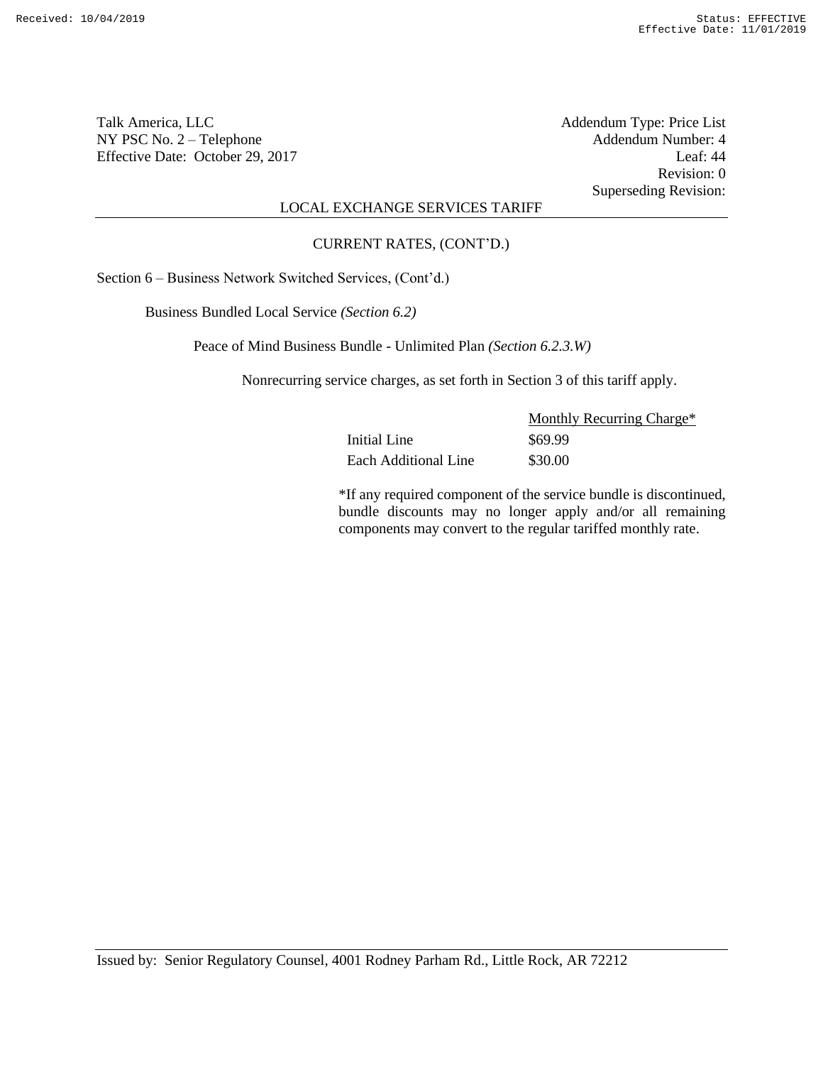Talk America, LLC
NY PSC No. 2 – Telephone
Effective Date: October 29, 2017

Addendum Type: Price List
Addendum Number: 4
Leaf: 44
Revision: 0
Superseding Revision:

LOCAL EXCHANGE SERVICES TARIFF

CURRENT RATES, (CONT'D.)

Section 6 – Business Network Switched Services, (Cont'd.)

Business Bundled Local Service *(Section 6.2)*

Peace of Mind Business Bundle - Unlimited Plan *(Section 6.2.3.W)*

Nonrecurring service charges, as set forth in Section 3 of this tariff apply.

| | Monthly Recurring Charge* |
|---|---|
| Initial Line | $69.99 |
| Each Additional Line | $30.00 |

*If any required component of the service bundle is discontinued, bundle discounts may no longer apply and/or all remaining components may convert to the regular tariffed monthly rate.

Issued by: Senior Regulatory Counsel, 4001 Rodney Parham Rd., Little Rock, AR 72212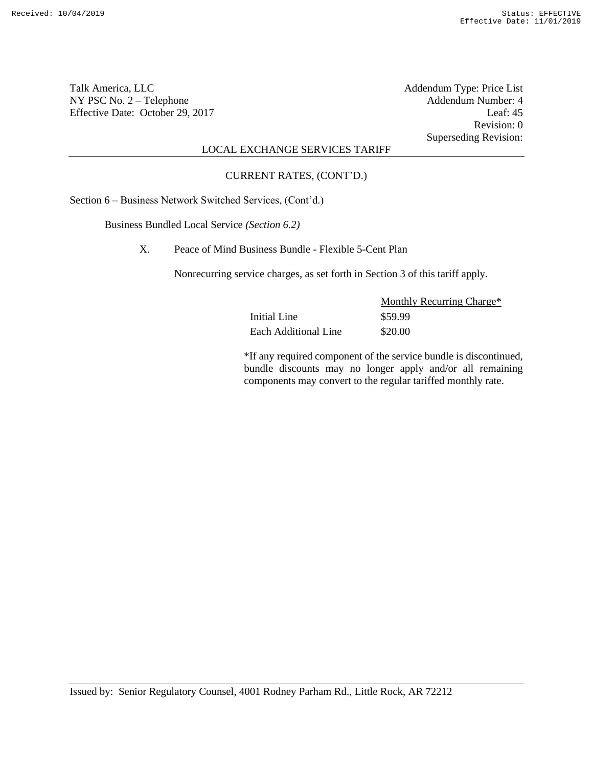Talk America, LLC
NY PSC No. 2 – Telephone
Effective Date: October 29, 2017

Addendum Type: Price List
Addendum Number: 4
Leaf: 45
Revision: 0
Superseding Revision:

LOCAL EXCHANGE SERVICES TARIFF

CURRENT RATES, (CONT'D.)

Section 6 – Business Network Switched Services, (Cont'd.)

Business Bundled Local Service *(Section 6.2)*

X. Peace of Mind Business Bundle - Flexible 5-Cent Plan

Nonrecurring service charges, as set forth in Section 3 of this tariff apply.

| | Monthly Recurring Charge* |
|---|---|
| Initial Line | $59.99 |
| Each Additional Line | $20.00 |

*If any required component of the service bundle is discontinued, bundle discounts may no longer apply and/or all remaining components may convert to the regular tariffed monthly rate.

Issued by: Senior Regulatory Counsel, 4001 Rodney Parham Rd., Little Rock, AR 72212